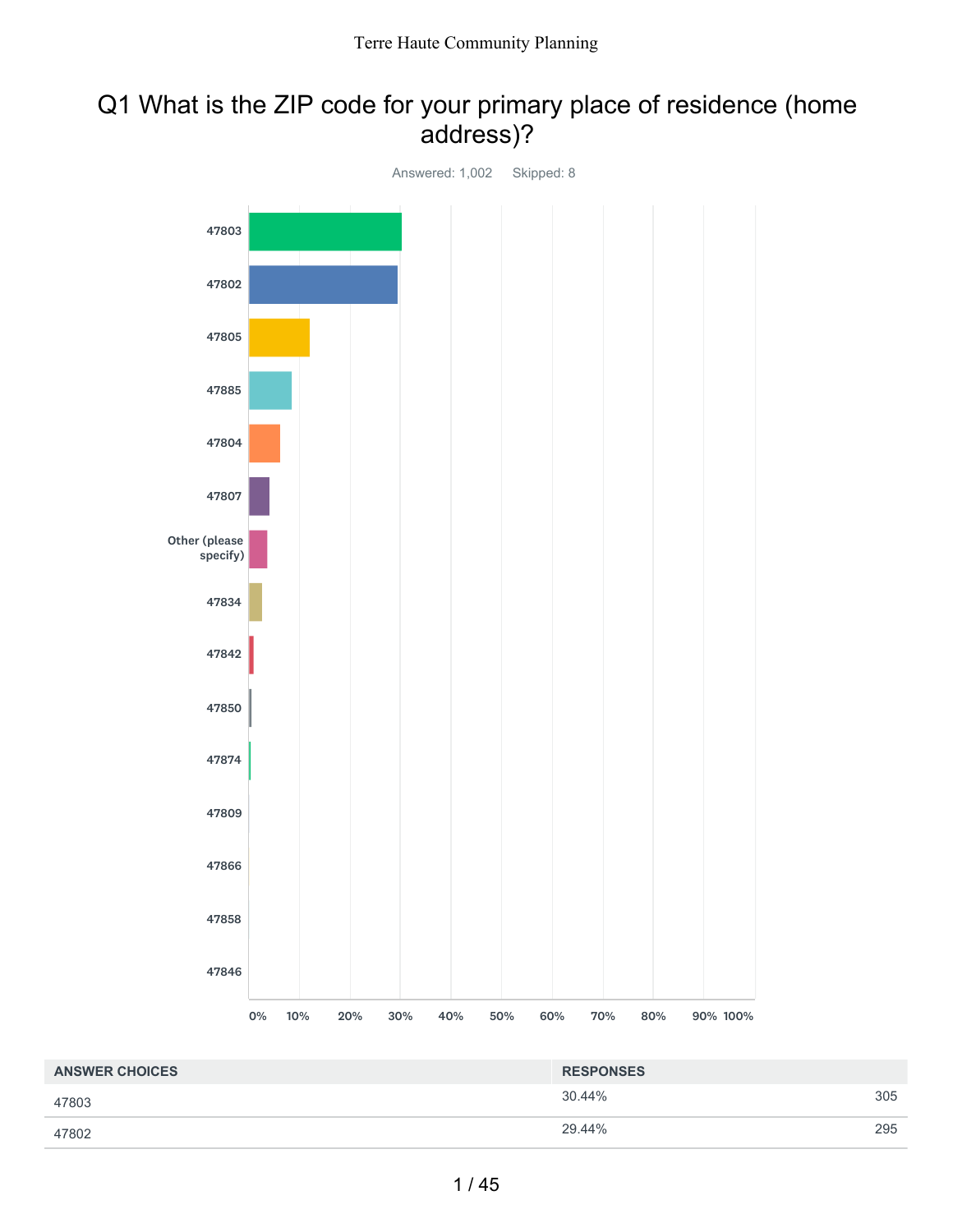Terre Haute Community Planning

# Q1 What is the ZIP code for your primary place of residence (home address)?

Answered: 1,002    Skipped: 8

47803

47802

47805

47885

47804

47807

Other (please specify)

47834

47842

47850

47874

47809

47866

47858

47846

0% 10% 20% 30% 40% 50% 60% 70% 80% 90% 100%

| ANSWER CHOICES | RESPONSES | |
|---|---|---|
| 47803 | 30.44% | 305 |
| 47802 | 29.44% | 295 |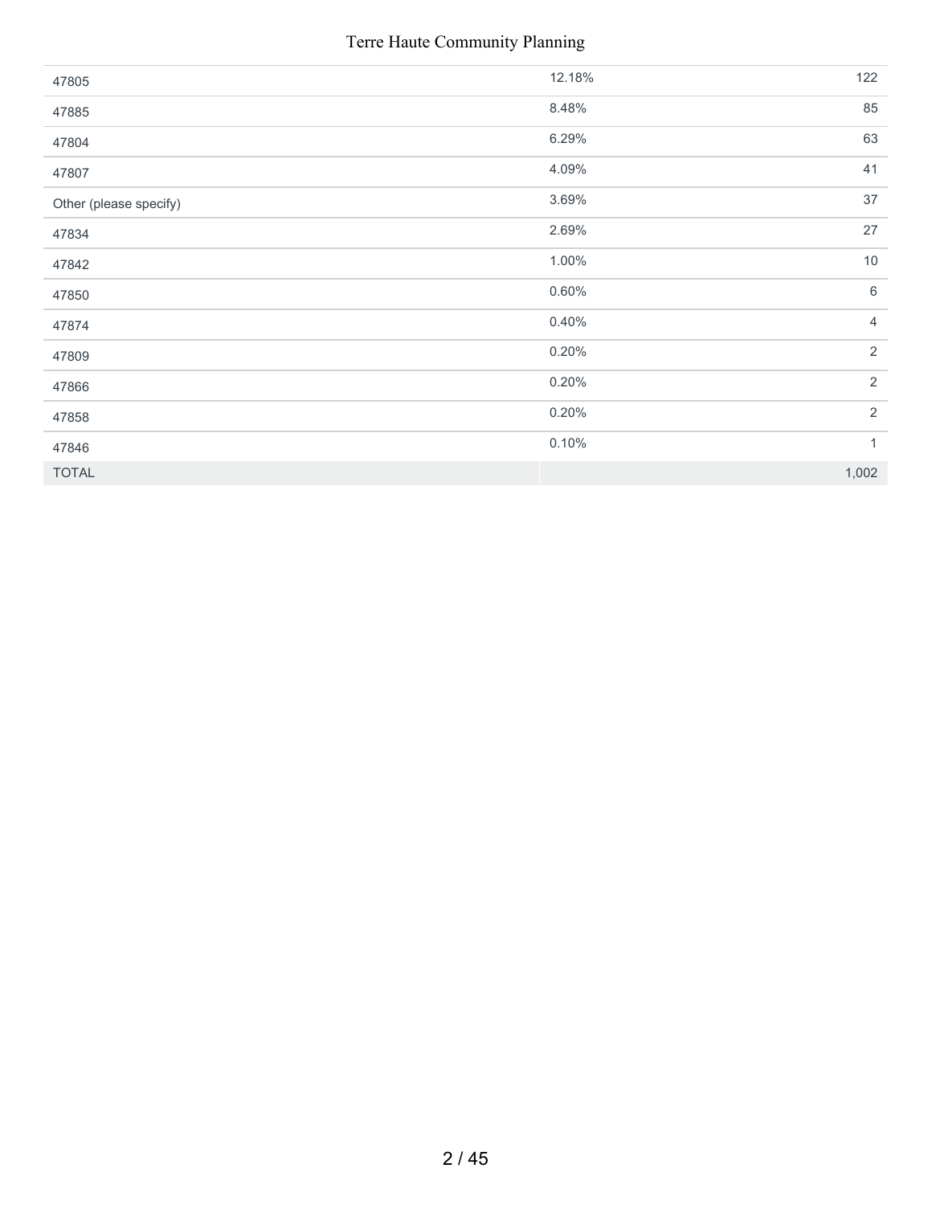| | | |
|---|---|---|
| 47805 | 12.18% | 122 |
| 47885 | 8.48% | 85 |
| 47804 | 6.29% | 63 |
| 47807 | 4.09% | 41 |
| Other (please specify) | 3.69% | 37 |
| 47834 | 2.69% | 27 |
| 47842 | 1.00% | 10 |
| 47850 | 0.60% | 6 |
| 47874 | 0.40% | 4 |
| 47809 | 0.20% | 2 |
| 47866 | 0.20% | 2 |
| 47858 | 0.20% | 2 |
| 47846 | 0.10% | 1 |
| TOTAL | | 1,002 |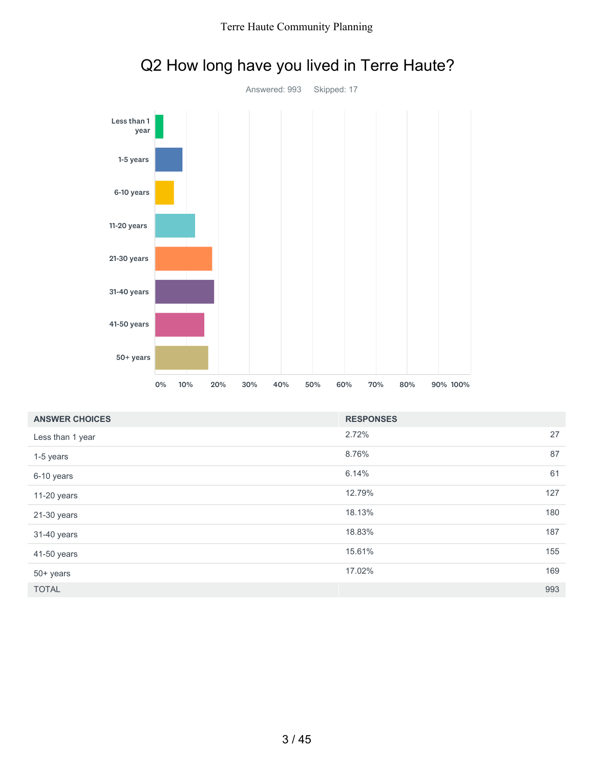# Q2 How long have you lived in Terre Haute?

Answered: 993    Skipped: 17

| ANSWER CHOICES | RESPONSES | |
|---|---|---|
| Less than 1 year | 2.72% | 27 |
| 1-5 years | 8.76% | 87 |
| 6-10 years | 6.14% | 61 |
| 11-20 years | 12.79% | 127 |
| 21-30 years | 18.13% | 180 |
| 31-40 years | 18.83% | 187 |
| 41-50 years | 15.61% | 155 |
| 50+ years | 17.02% | 169 |
| TOTAL | | 993 |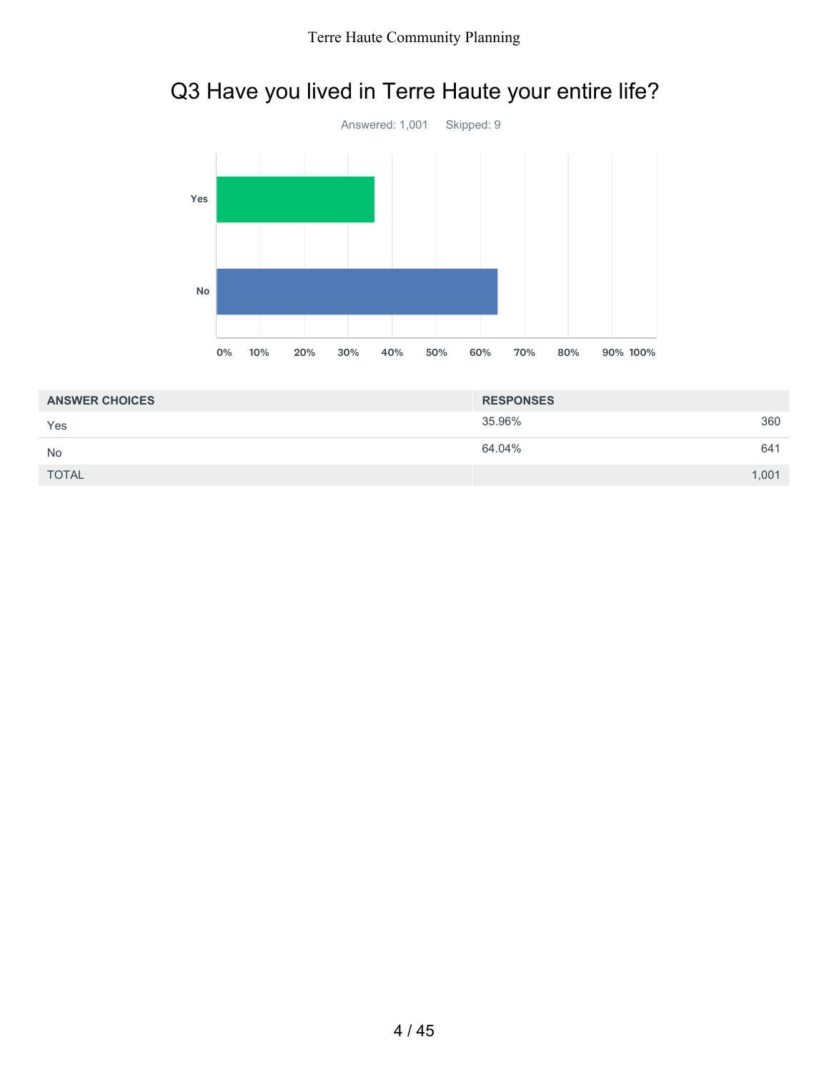# Q3 Have you lived in Terre Haute your entire life?

Answered: 1,001 Skipped: 9

| ANSWER CHOICES | RESPONSES | |
|---|---|---|
| Yes | 35.96% | 360 |
| No | 64.04% | 641 |
| TOTAL | | 1,001 |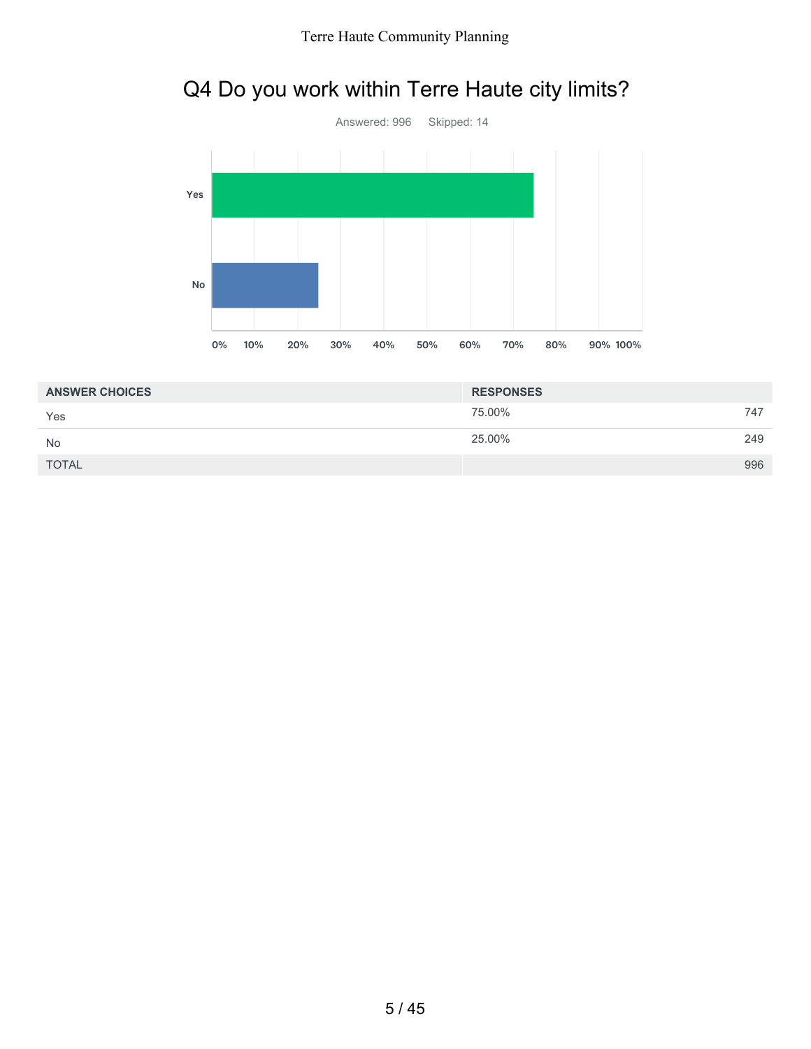## Q4 Do you work within Terre Haute city limits?

Answered: 996 Skipped: 14

| ANSWER CHOICES | RESPONSES | |
|---|---|---|
| Yes | 75.00% | 747 |
| No | 25.00% | 249 |
| TOTAL | | 996 |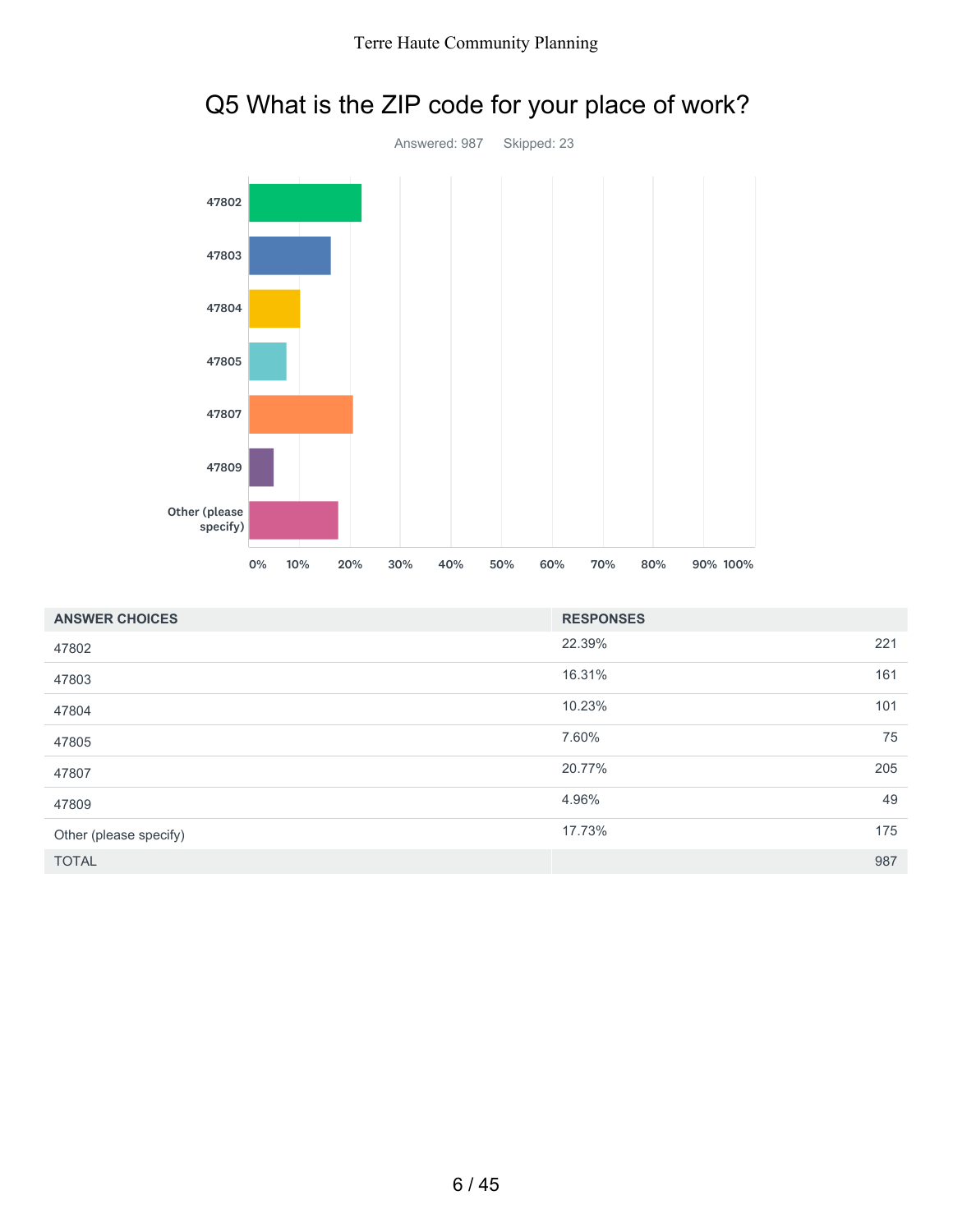## Q5 What is the ZIP code for your place of work?

Answered: 987 Skipped: 23

| ANSWER CHOICES | RESPONSES | |
|---|---|---|
| 47802 | 22.39% | 221 |
| 47803 | 16.31% | 161 |
| 47804 | 10.23% | 101 |
| 47805 | 7.60% | 75 |
| 47807 | 20.77% | 205 |
| 47809 | 4.96% | 49 |
| Other (please specify) | 17.73% | 175 |
| TOTAL | | 987 |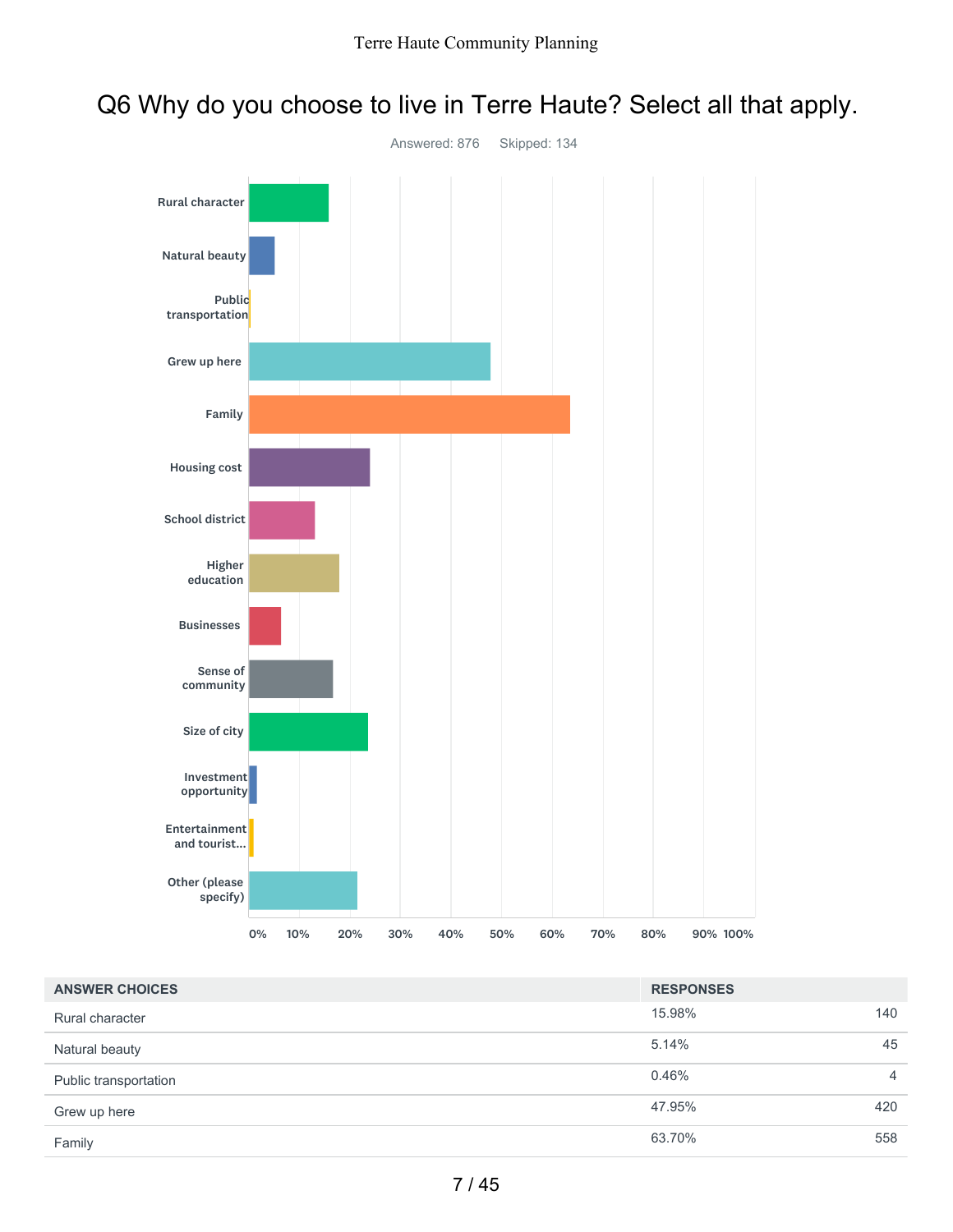Terre Haute Community Planning

# Q6 Why do you choose to live in Terre Haute? Select all that apply.

Answered: 876 Skipped: 134

| ANSWER CHOICES | RESPONSES | |
|---|---|---|
| Rural character | 15.98% | 140 |
| Natural beauty | 5.14% | 45 |
| Public transportation | 0.46% | 4 |
| Grew up here | 47.95% | 420 |
| Family | 63.70% | 558 |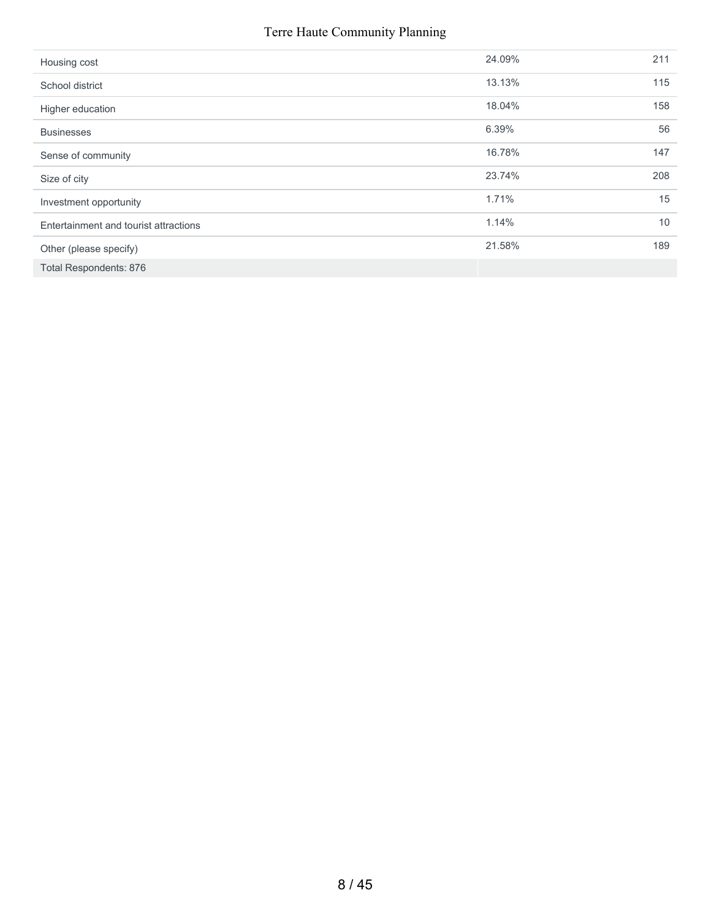| | | |
|---|---|---|
| Housing cost | 24.09% | 211 |
| School district | 13.13% | 115 |
| Higher education | 18.04% | 158 |
| Businesses | 6.39% | 56 |
| Sense of community | 16.78% | 147 |
| Size of city | 23.74% | 208 |
| Investment opportunity | 1.71% | 15 |
| Entertainment and tourist attractions | 1.14% | 10 |
| Other (please specify) | 21.58% | 189 |
| Total Respondents: 876 | | |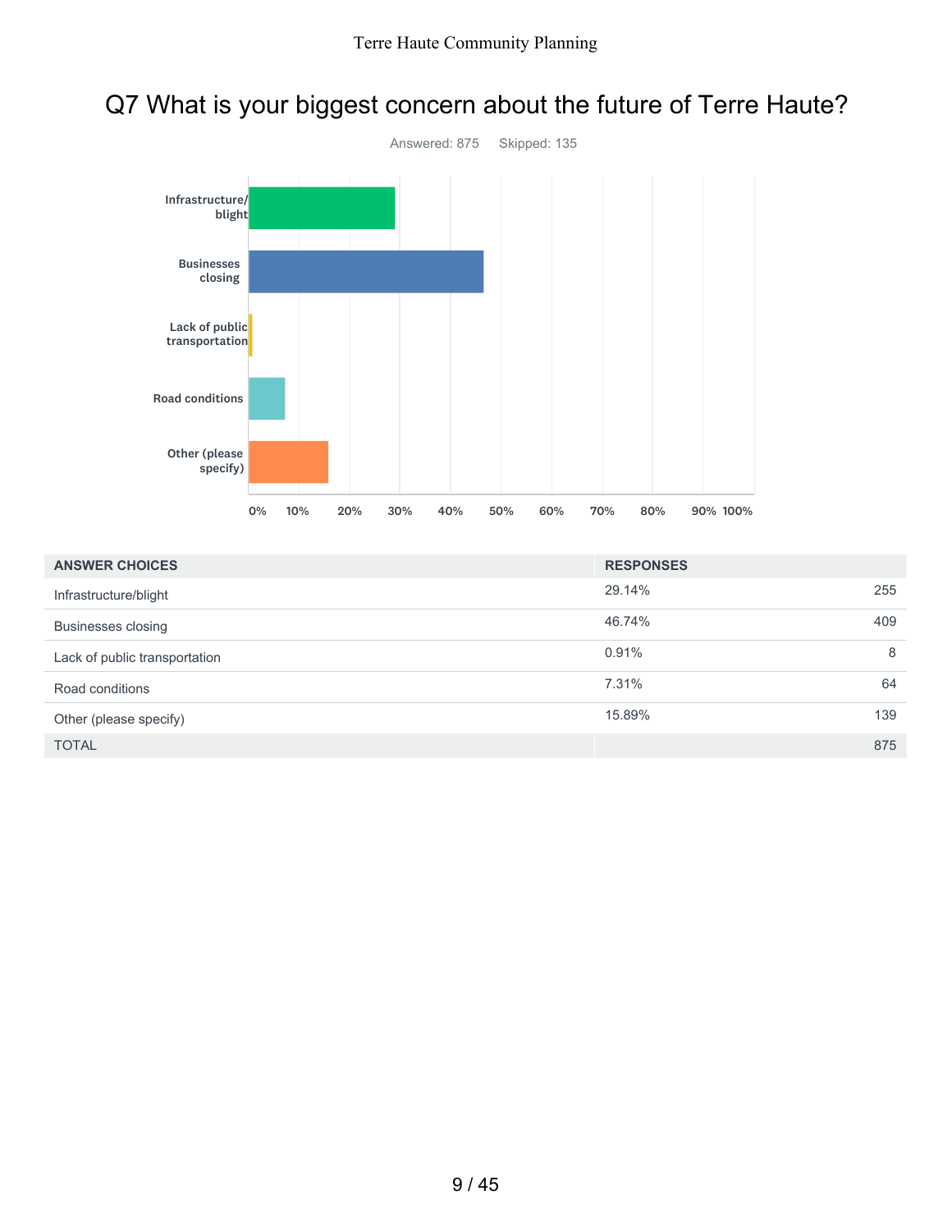# Q7 What is your biggest concern about the future of Terre Haute?

Answered: 875 Skipped: 135

| ANSWER CHOICES | RESPONSES | |
|---|---|---|
| Infrastructure/blight | 29.14% | 255 |
| Businesses closing | 46.74% | 409 |
| Lack of public transportation | 0.91% | 8 |
| Road conditions | 7.31% | 64 |
| Other (please specify) | 15.89% | 139 |
| TOTAL | | 875 |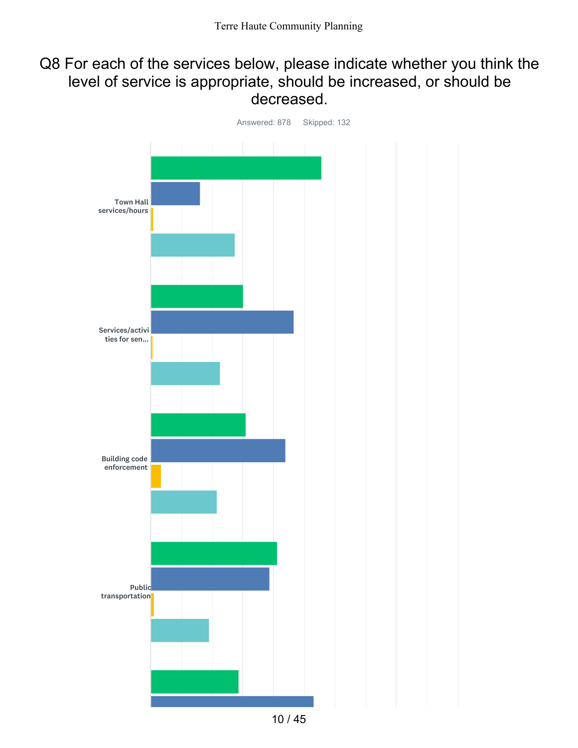# Q8 For each of the services below, please indicate whether you think the level of service is appropriate, should be increased, or should be decreased.

Answered: 878 Skipped: 132

Town Hall services/hours

Services/activities for sen...

Building code enforcement

Public transportation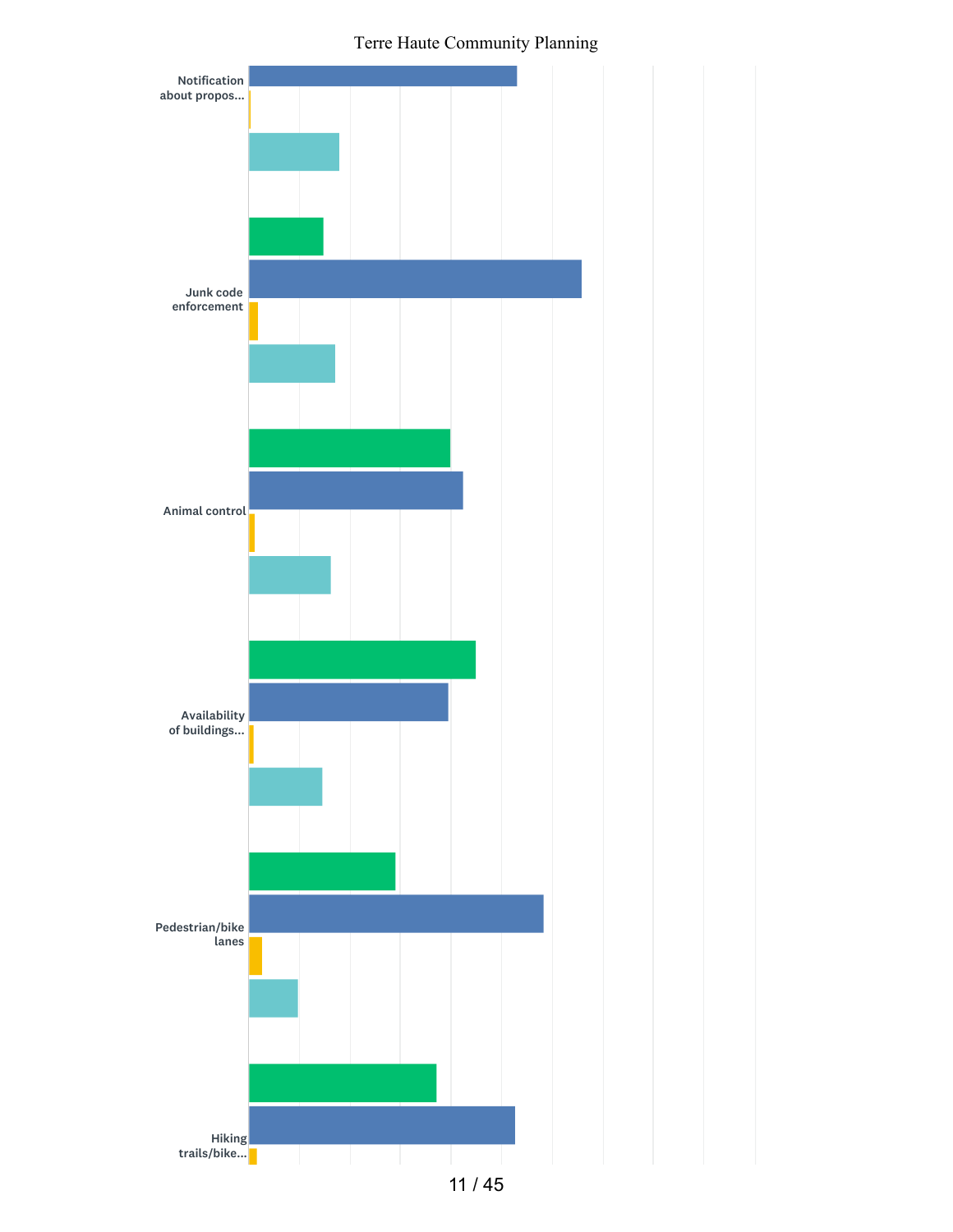Notification about propos...

Junk code enforcement

Animal control

Availability of buildings...

Pedestrian/bike lanes

Hiking trails/bike...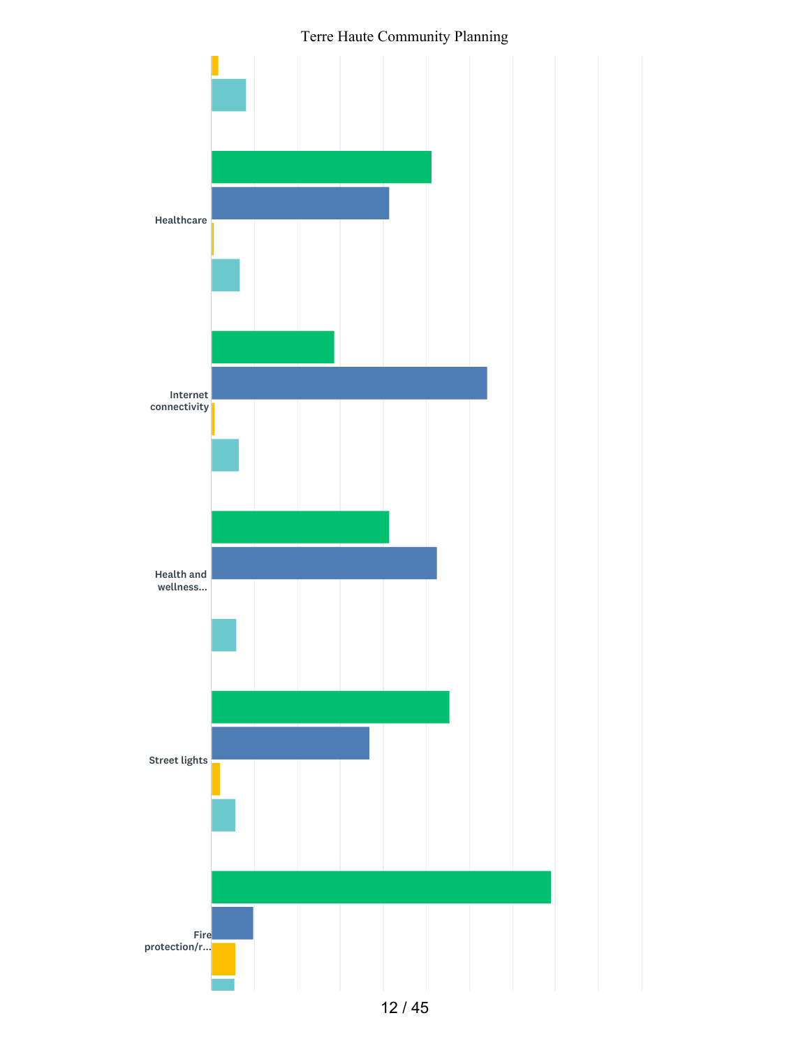Healthcare

Internet connectivity

Health and wellness...

Street lights

Fire protection/r...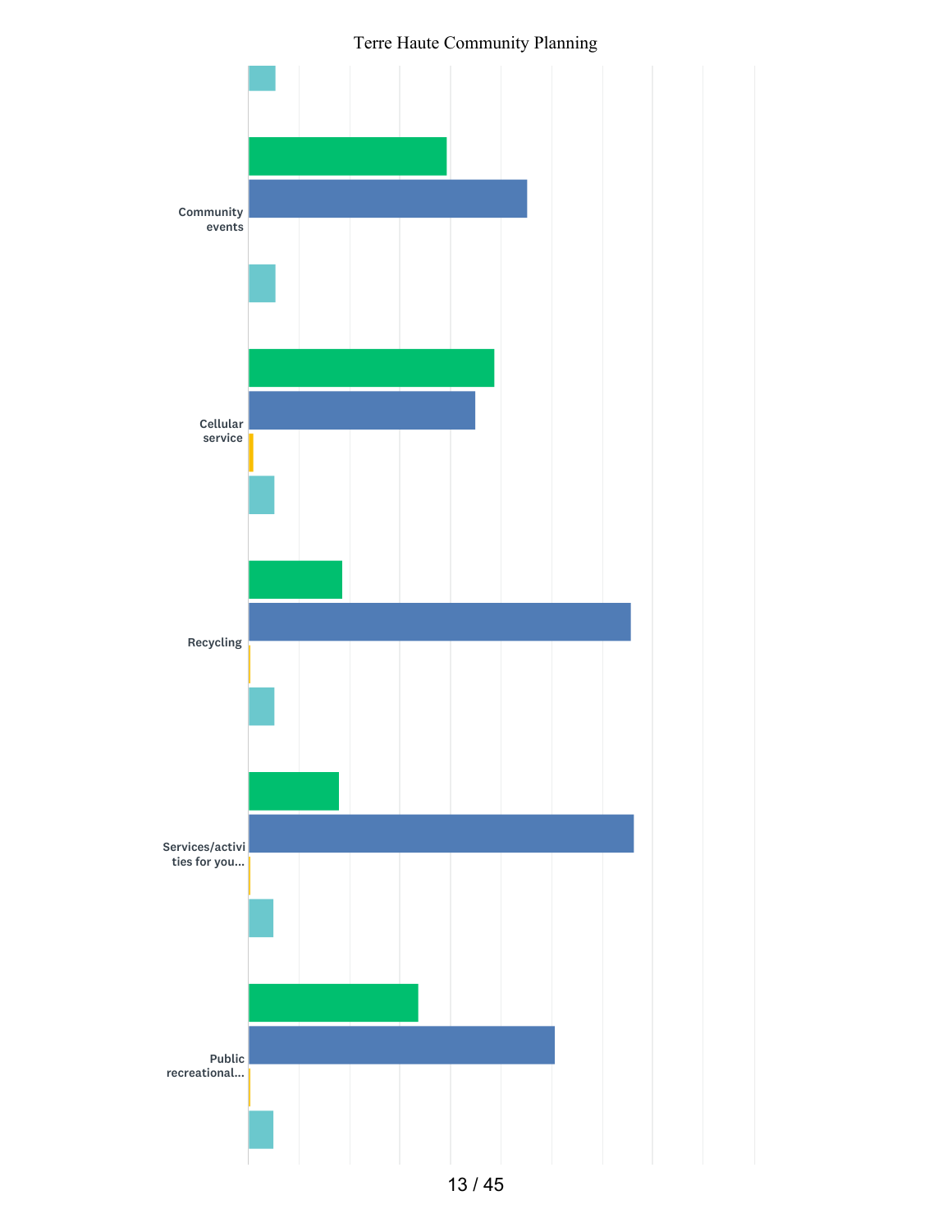Community events

Cellular service

Recycling

Services/activities for you...

Public recreational...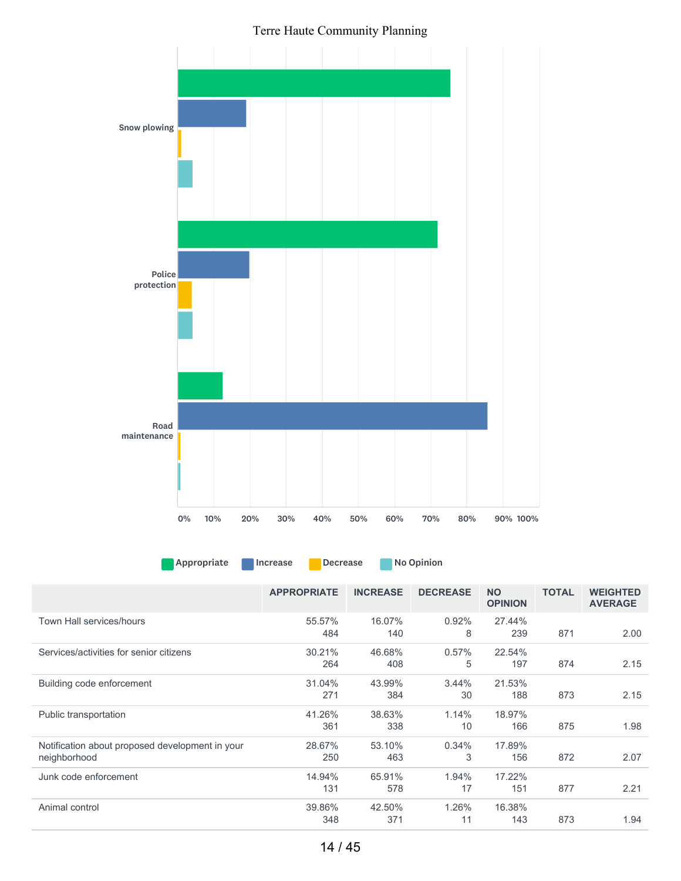Terre Haute Community Planning

| | APPROPRIATE | INCREASE | DECREASE | NO OPINION | TOTAL | WEIGHTED AVERAGE |
|---|---|---|---|---|---|---|
| Town Hall services/hours | 55.57%<br>484 | 16.07%<br>140 | 0.92%<br>8 | 27.44%<br>239 | 871 | 2.00 |
| Services/activities for senior citizens | 30.21%<br>264 | 46.68%<br>408 | 0.57%<br>5 | 22.54%<br>197 | 874 | 2.15 |
| Building code enforcement | 31.04%<br>271 | 43.99%<br>384 | 3.44%<br>30 | 21.53%<br>188 | 873 | 2.15 |
| Public transportation | 41.26%<br>361 | 38.63%<br>338 | 1.14%<br>10 | 18.97%<br>166 | 875 | 1.98 |
| Notification about proposed development in your neighborhood | 28.67%<br>250 | 53.10%<br>463 | 0.34%<br>3 | 17.89%<br>156 | 872 | 2.07 |
| Junk code enforcement | 14.94%<br>131 | 65.91%<br>578 | 1.94%<br>17 | 17.22%<br>151 | 877 | 2.21 |
| Animal control | 39.86%<br>348 | 42.50%<br>371 | 1.26%<br>11 | 16.38%<br>143 | 873 | 1.94 |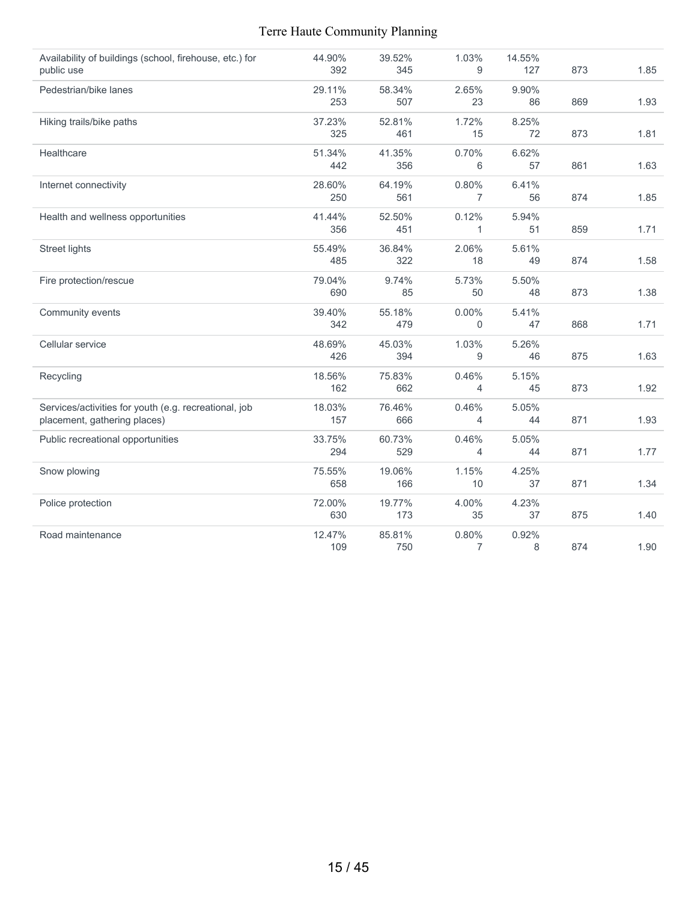| | | | | | | |
|---|---|---|---|---|---|---|
| Availability of buildings (school, firehouse, etc.) for public use | 44.90%<br>392 | 39.52%<br>345 | 1.03%<br>9 | 14.55%<br>127 | 873 | 1.85 |
| Pedestrian/bike lanes | 29.11%<br>253 | 58.34%<br>507 | 2.65%<br>23 | 9.90%<br>86 | 869 | 1.93 |
| Hiking trails/bike paths | 37.23%<br>325 | 52.81%<br>461 | 1.72%<br>15 | 8.25%<br>72 | 873 | 1.81 |
| Healthcare | 51.34%<br>442 | 41.35%<br>356 | 0.70%<br>6 | 6.62%<br>57 | 861 | 1.63 |
| Internet connectivity | 28.60%<br>250 | 64.19%<br>561 | 0.80%<br>7 | 6.41%<br>56 | 874 | 1.85 |
| Health and wellness opportunities | 41.44%<br>356 | 52.50%<br>451 | 0.12%<br>1 | 5.94%<br>51 | 859 | 1.71 |
| Street lights | 55.49%<br>485 | 36.84%<br>322 | 2.06%<br>18 | 5.61%<br>49 | 874 | 1.58 |
| Fire protection/rescue | 79.04%<br>690 | 9.74%<br>85 | 5.73%<br>50 | 5.50%<br>48 | 873 | 1.38 |
| Community events | 39.40%<br>342 | 55.18%<br>479 | 0.00%<br>0 | 5.41%<br>47 | 868 | 1.71 |
| Cellular service | 48.69%<br>426 | 45.03%<br>394 | 1.03%<br>9 | 5.26%<br>46 | 875 | 1.63 |
| Recycling | 18.56%<br>162 | 75.83%<br>662 | 0.46%<br>4 | 5.15%<br>45 | 873 | 1.92 |
| Services/activities for youth (e.g. recreational, job placement, gathering places) | 18.03%<br>157 | 76.46%<br>666 | 0.46%<br>4 | 5.05%<br>44 | 871 | 1.93 |
| Public recreational opportunities | 33.75%<br>294 | 60.73%<br>529 | 0.46%<br>4 | 5.05%<br>44 | 871 | 1.77 |
| Snow plowing | 75.55%<br>658 | 19.06%<br>166 | 1.15%<br>10 | 4.25%<br>37 | 871 | 1.34 |
| Police protection | 72.00%<br>630 | 19.77%<br>173 | 4.00%<br>35 | 4.23%<br>37 | 875 | 1.40 |
| Road maintenance | 12.47%<br>109 | 85.81%<br>750 | 0.80%<br>7 | 0.92%<br>8 | 874 | 1.90 |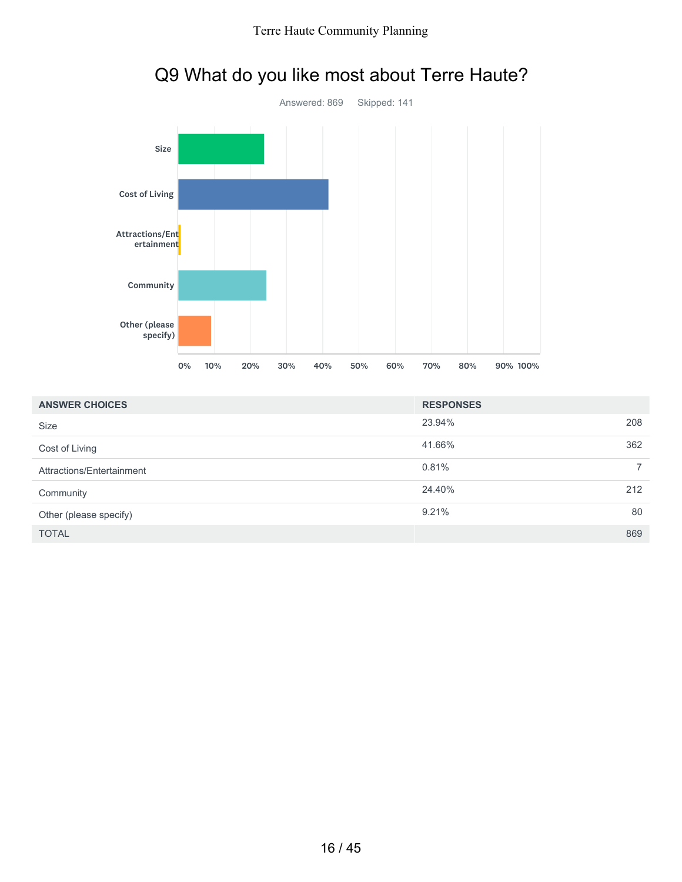# Q9 What do you like most about Terre Haute?

Answered: 869 Skipped: 141

| ANSWER CHOICES | RESPONSES | |
|---|---|---|
| Size | 23.94% | 208 |
| Cost of Living | 41.66% | 362 |
| Attractions/Entertainment | 0.81% | 7 |
| Community | 24.40% | 212 |
| Other (please specify) | 9.21% | 80 |
| TOTAL | | 869 |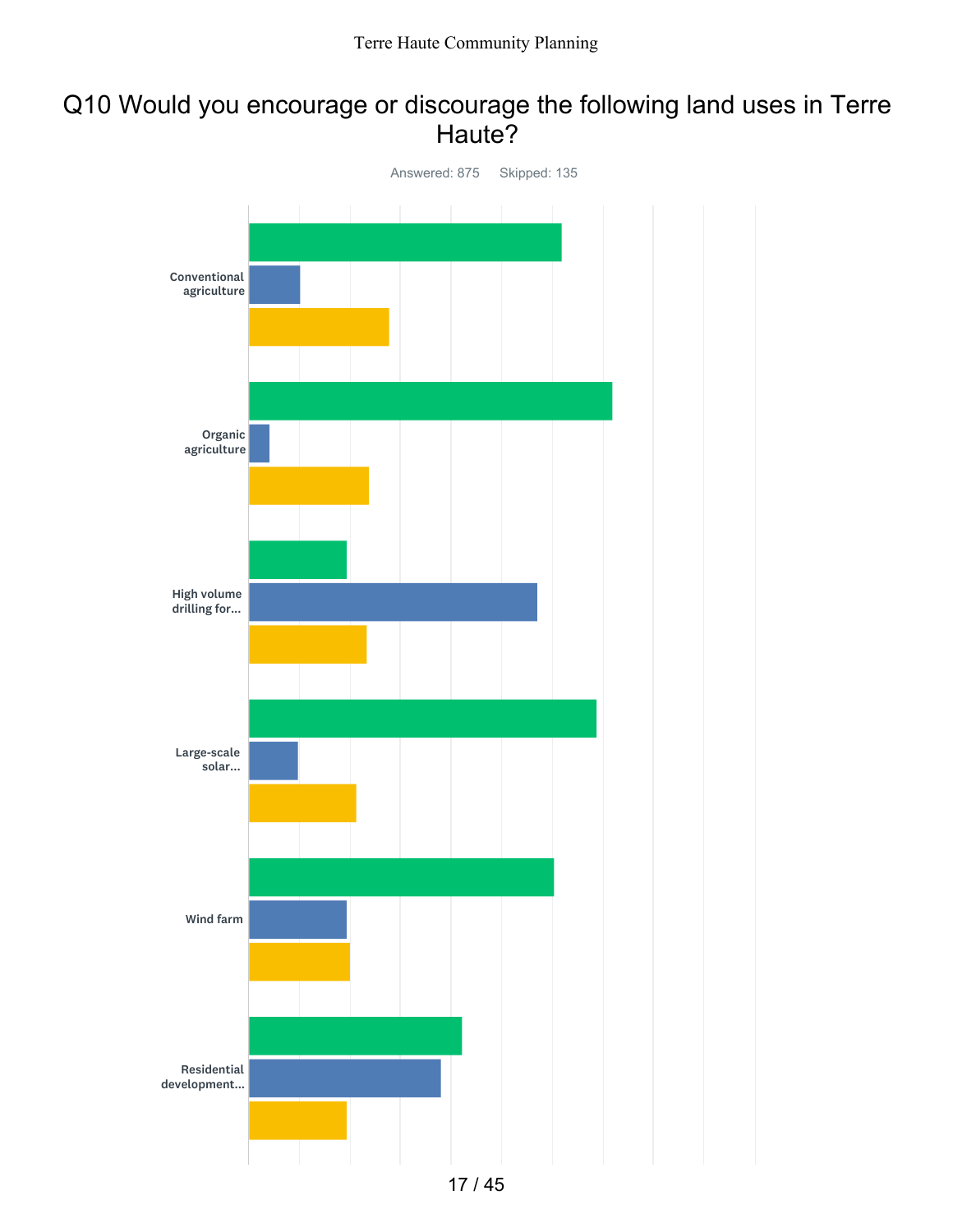# Q10 Would you encourage or discourage the following land uses in Terre Haute?

Answered: 875 Skipped: 135

Conventional agriculture

Organic agriculture

High volume drilling for...

Large-scale solar...

Wind farm

Residential development...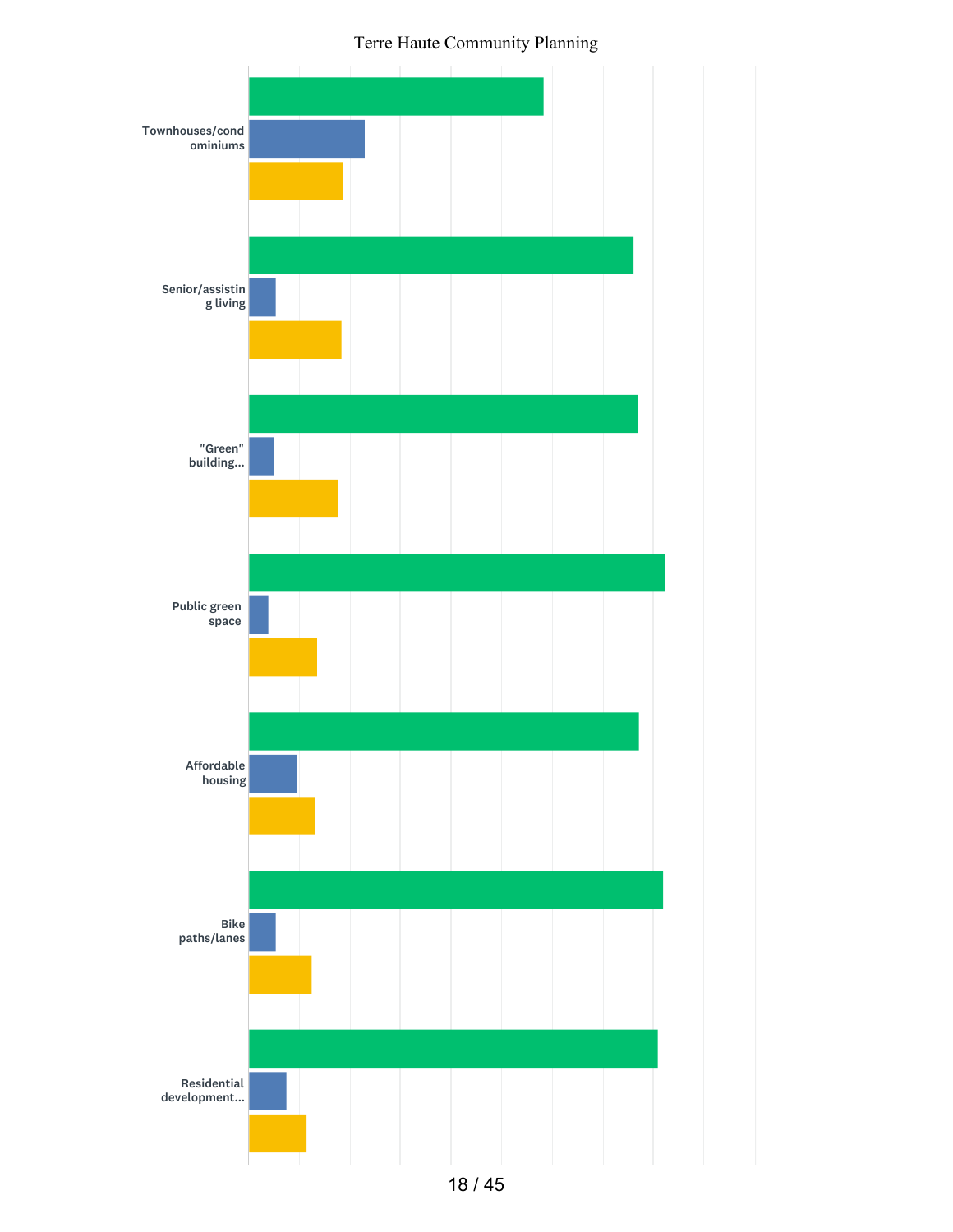Townhouses/condominiums

Senior/assisting living

"Green" building...

Public green space

Affordable housing

Bike paths/lanes

Residential development...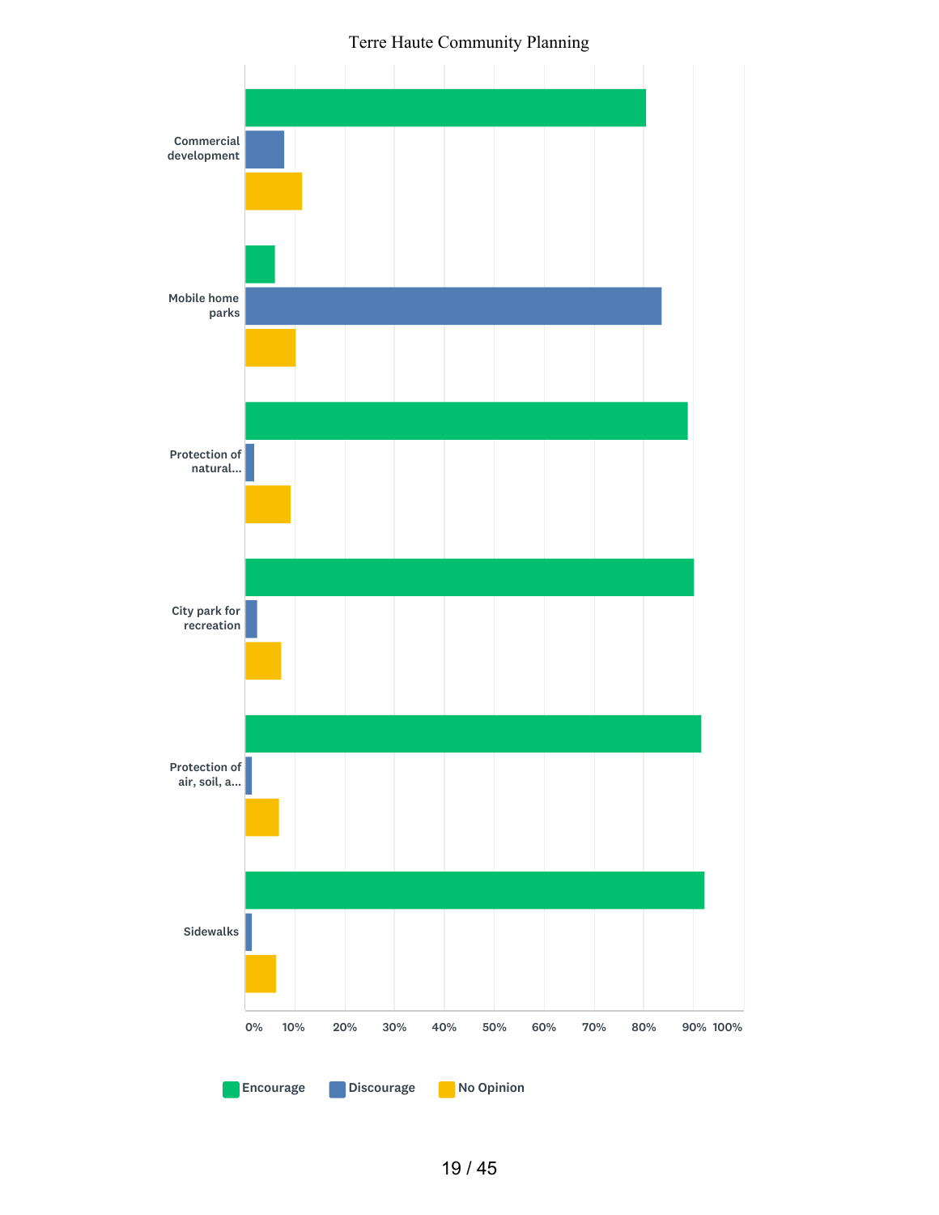Terre Haute Community Planning

Commercial development

Mobile home parks

Protection of natural...

City park for recreation

Protection of air, soil, a...

Sidewalks

0% 10% 20% 30% 40% 50% 60% 70% 80% 90% 100%

Encourage Discourage No Opinion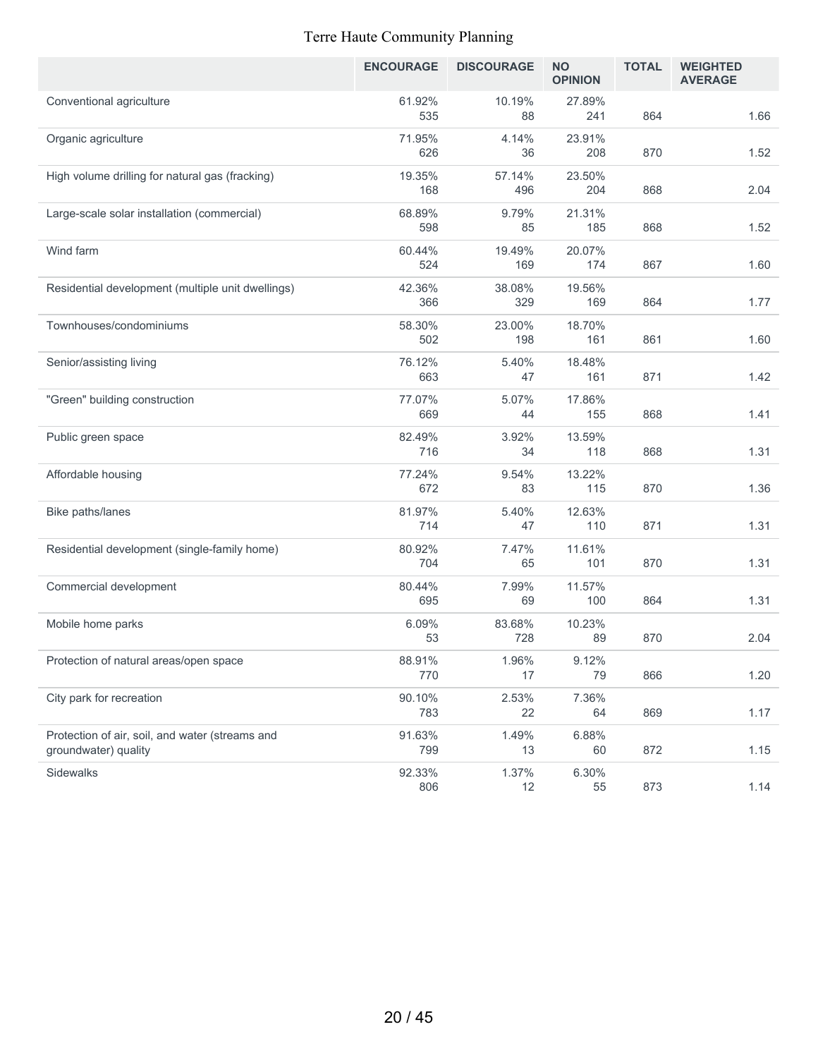Terre Haute Community Planning

| | ENCOURAGE | DISCOURAGE | NO OPINION | TOTAL | WEIGHTED AVERAGE |
|---|---|---|---|---|---|
| Conventional agriculture | 61.92%<br>535 | 10.19%<br>88 | 27.89%<br>241 | 864 | 1.66 |
| Organic agriculture | 71.95%<br>626 | 4.14%<br>36 | 23.91%<br>208 | 870 | 1.52 |
| High volume drilling for natural gas (fracking) | 19.35%<br>168 | 57.14%<br>496 | 23.50%<br>204 | 868 | 2.04 |
| Large-scale solar installation (commercial) | 68.89%<br>598 | 9.79%<br>85 | 21.31%<br>185 | 868 | 1.52 |
| Wind farm | 60.44%<br>524 | 19.49%<br>169 | 20.07%<br>174 | 867 | 1.60 |
| Residential development (multiple unit dwellings) | 42.36%<br>366 | 38.08%<br>329 | 19.56%<br>169 | 864 | 1.77 |
| Townhouses/condominiums | 58.30%<br>502 | 23.00%<br>198 | 18.70%<br>161 | 861 | 1.60 |
| Senior/assisting living | 76.12%<br>663 | 5.40%<br>47 | 18.48%<br>161 | 871 | 1.42 |
| "Green" building construction | 77.07%<br>669 | 5.07%<br>44 | 17.86%<br>155 | 868 | 1.41 |
| Public green space | 82.49%<br>716 | 3.92%<br>34 | 13.59%<br>118 | 868 | 1.31 |
| Affordable housing | 77.24%<br>672 | 9.54%<br>83 | 13.22%<br>115 | 870 | 1.36 |
| Bike paths/lanes | 81.97%<br>714 | 5.40%<br>47 | 12.63%<br>110 | 871 | 1.31 |
| Residential development (single-family home) | 80.92%<br>704 | 7.47%<br>65 | 11.61%<br>101 | 870 | 1.31 |
| Commercial development | 80.44%<br>695 | 7.99%<br>69 | 11.57%<br>100 | 864 | 1.31 |
| Mobile home parks | 6.09%<br>53 | 83.68%<br>728 | 10.23%<br>89 | 870 | 2.04 |
| Protection of natural areas/open space | 88.91%<br>770 | 1.96%<br>17 | 9.12%<br>79 | 866 | 1.20 |
| City park for recreation | 90.10%<br>783 | 2.53%<br>22 | 7.36%<br>64 | 869 | 1.17 |
| Protection of air, soil, and water (streams and groundwater) quality | 91.63%<br>799 | 1.49%<br>13 | 6.88%<br>60 | 872 | 1.15 |
| Sidewalks | 92.33%<br>806 | 1.37%<br>12 | 6.30%<br>55 | 873 | 1.14 |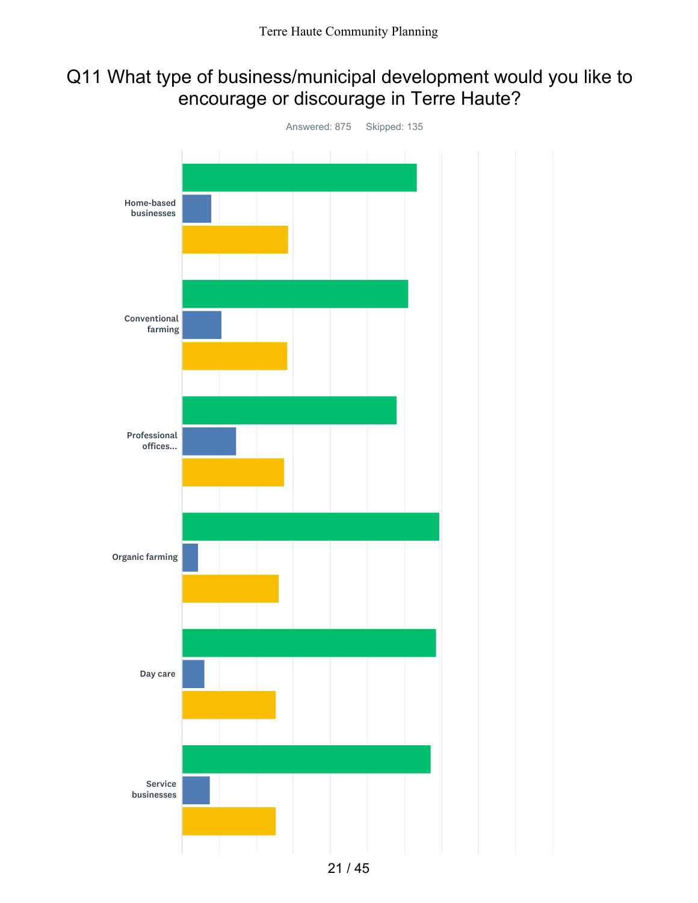# Q11 What type of business/municipal development would you like to encourage or discourage in Terre Haute?

Answered: 875 Skipped: 135

Home-based businesses

Conventional farming

Professional offices...

Organic farming

Day care

Service businesses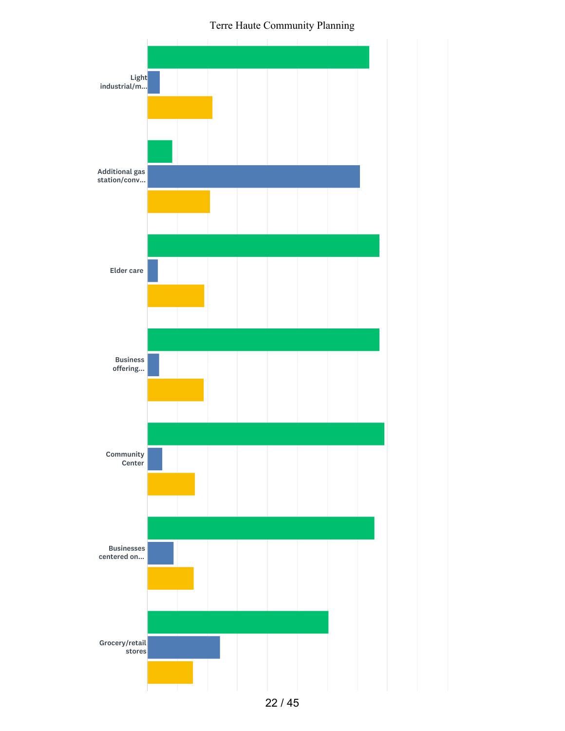Light industrial/m...

Additional gas station/conv...

Elder care

Business offering...

Community Center

Businesses centered on...

Grocery/retail stores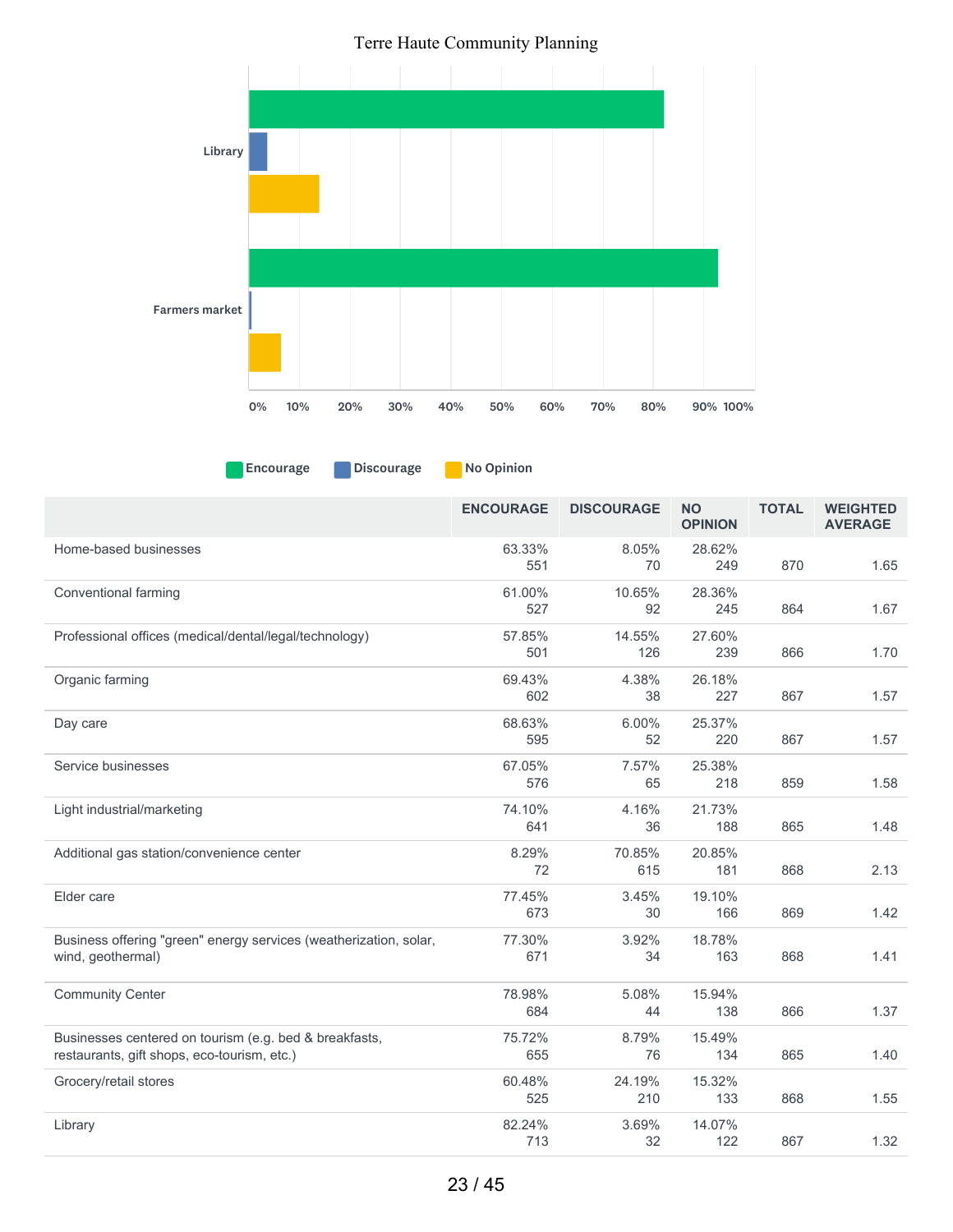Terre Haute Community Planning

|  | ENCOURAGE | DISCOURAGE | NO OPINION | TOTAL | WEIGHTED AVERAGE |
|---|---|---|---|---|---|
| Home-based businesses | 63.33% 551 | 8.05% 70 | 28.62% 249 | 870 | 1.65 |
| Conventional farming | 61.00% 527 | 10.65% 92 | 28.36% 245 | 864 | 1.67 |
| Professional offices (medical/dental/legal/technology) | 57.85% 501 | 14.55% 126 | 27.60% 239 | 866 | 1.70 |
| Organic farming | 69.43% 602 | 4.38% 38 | 26.18% 227 | 867 | 1.57 |
| Day care | 68.63% 595 | 6.00% 52 | 25.37% 220 | 867 | 1.57 |
| Service businesses | 67.05% 576 | 7.57% 65 | 25.38% 218 | 859 | 1.58 |
| Light industrial/marketing | 74.10% 641 | 4.16% 36 | 21.73% 188 | 865 | 1.48 |
| Additional gas station/convenience center | 8.29% 72 | 70.85% 615 | 20.85% 181 | 868 | 2.13 |
| Elder care | 77.45% 673 | 3.45% 30 | 19.10% 166 | 869 | 1.42 |
| Business offering "green" energy services (weatherization, solar, wind, geothermal) | 77.30% 671 | 3.92% 34 | 18.78% 163 | 868 | 1.41 |
| Community Center | 78.98% 684 | 5.08% 44 | 15.94% 138 | 866 | 1.37 |
| Businesses centered on tourism (e.g. bed & breakfasts, restaurants, gift shops, eco-tourism, etc.) | 75.72% 655 | 8.79% 76 | 15.49% 134 | 865 | 1.40 |
| Grocery/retail stores | 60.48% 525 | 24.19% 210 | 15.32% 133 | 868 | 1.55 |
| Library | 82.24% 713 | 3.69% 32 | 14.07% 122 | 867 | 1.32 |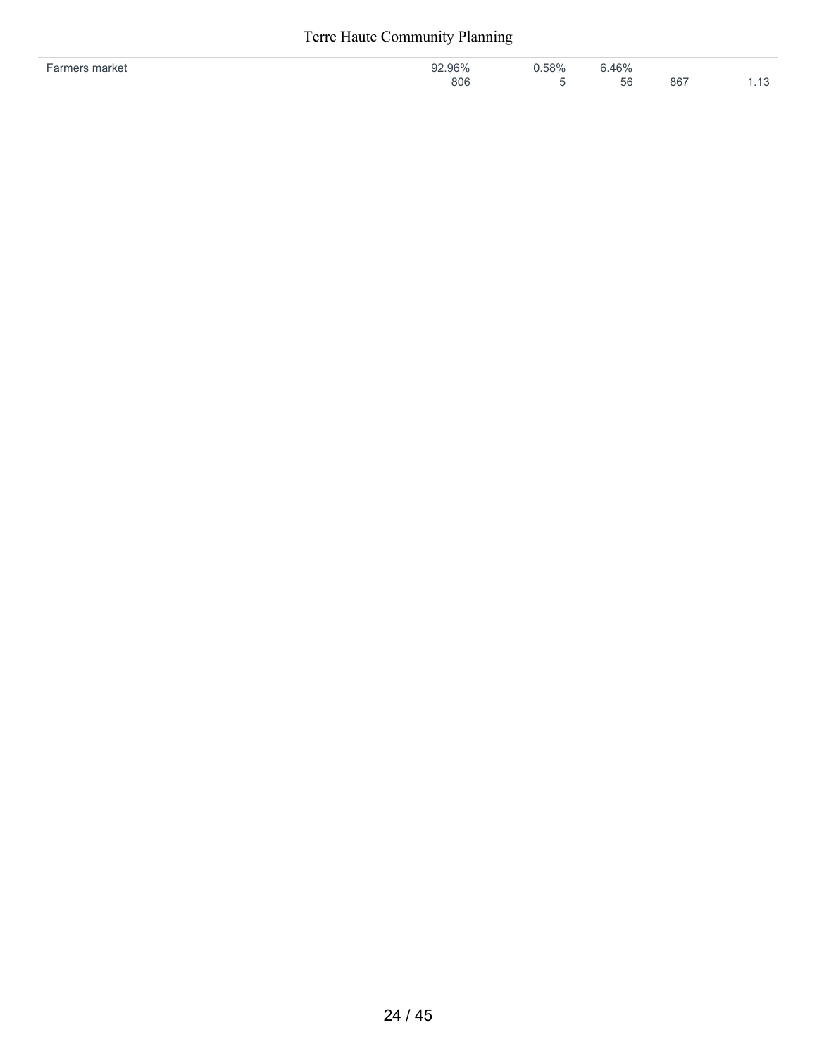| | | | | | |
|---|---|---|---|---|---|
| Farmers market | 92.96%<br>806 | 0.58%<br>5 | 6.46%<br>56 | 867 | 1.13 |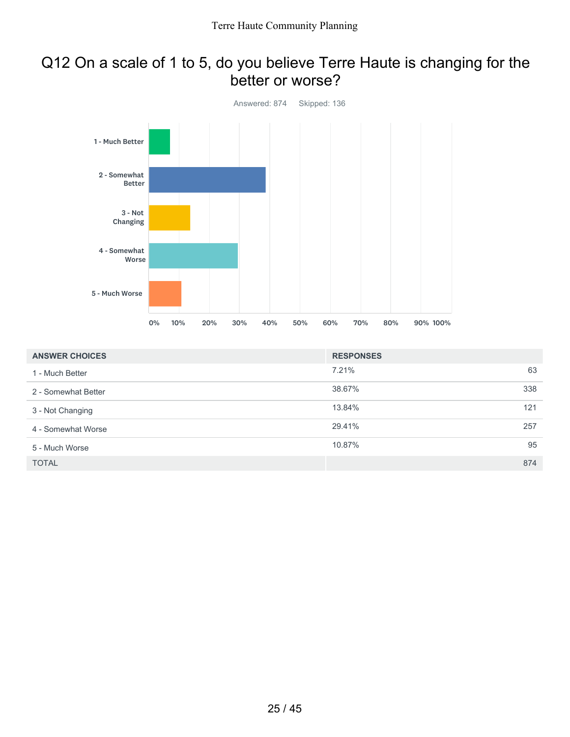# Q12 On a scale of 1 to 5, do you believe Terre Haute is changing for the better or worse?

Answered: 874 Skipped: 136

| ANSWER CHOICES | RESPONSES | |
|---|---|---|
| 1 - Much Better | 7.21% | 63 |
| 2 - Somewhat Better | 38.67% | 338 |
| 3 - Not Changing | 13.84% | 121 |
| 4 - Somewhat Worse | 29.41% | 257 |
| 5 - Much Worse | 10.87% | 95 |
| TOTAL | | 874 |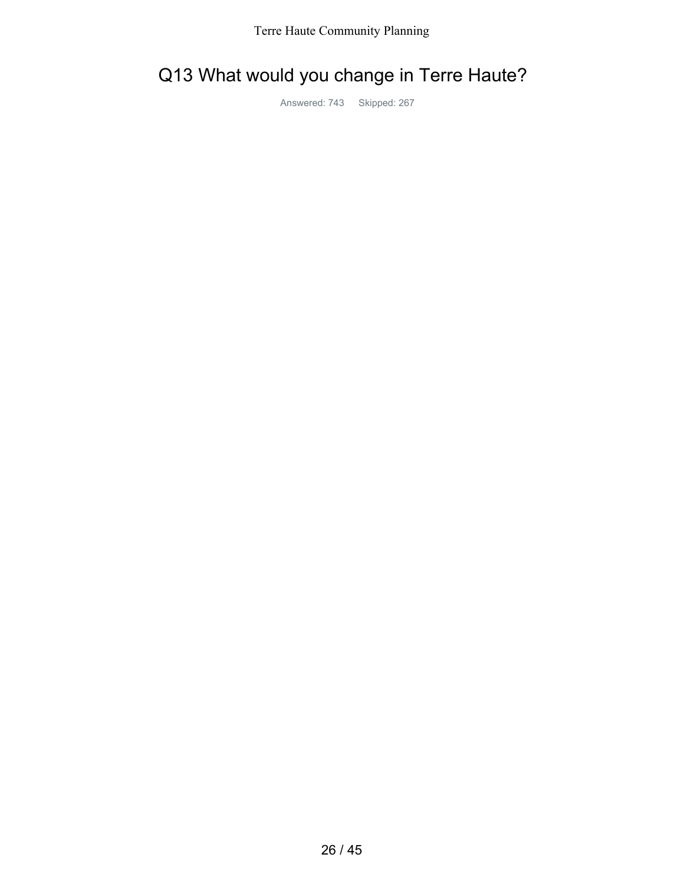# Q13 What would you change in Terre Haute?

Answered: 743 Skipped: 267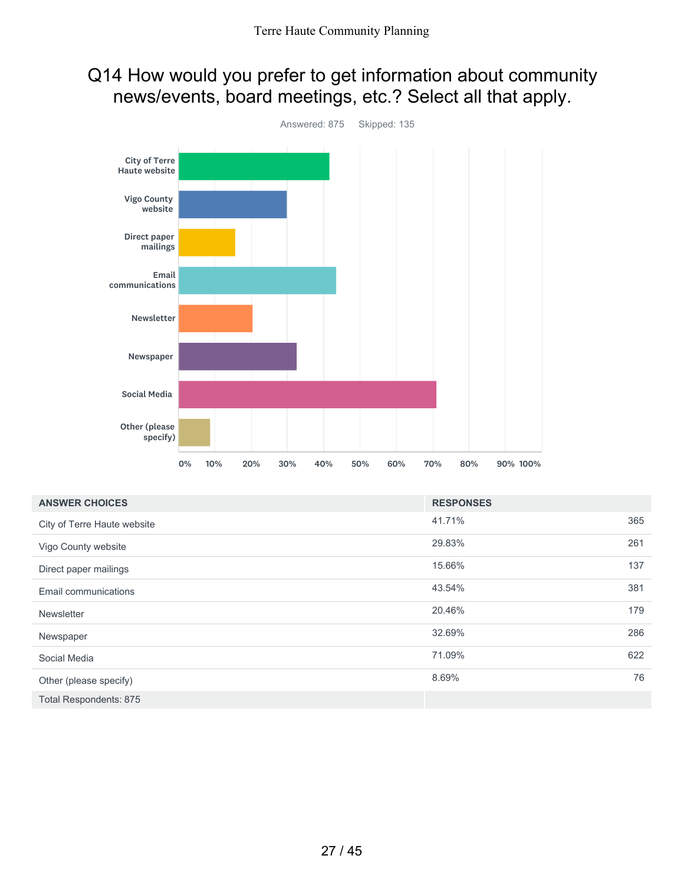# Q14 How would you prefer to get information about community news/events, board meetings, etc.? Select all that apply.

Answered: 875    Skipped: 135

| ANSWER CHOICES | RESPONSES | |
|---|---|---|
| City of Terre Haute website | 41.71% | 365 |
| Vigo County website | 29.83% | 261 |
| Direct paper mailings | 15.66% | 137 |
| Email communications | 43.54% | 381 |
| Newsletter | 20.46% | 179 |
| Newspaper | 32.69% | 286 |
| Social Media | 71.09% | 622 |
| Other (please specify) | 8.69% | 76 |
| Total Respondents: 875 | | |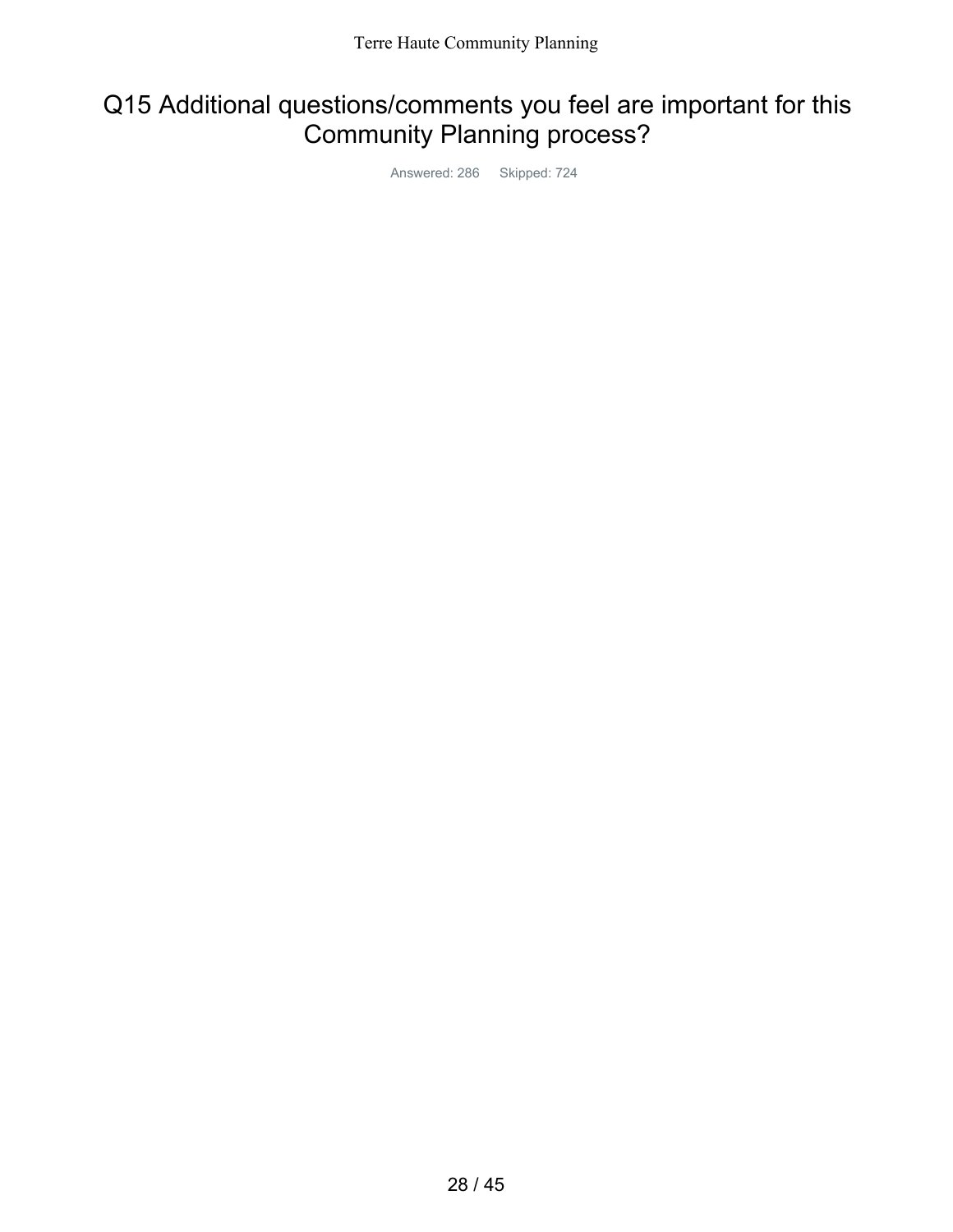# Q15 Additional questions/comments you feel are important for this Community Planning process?

Answered: 286 Skipped: 724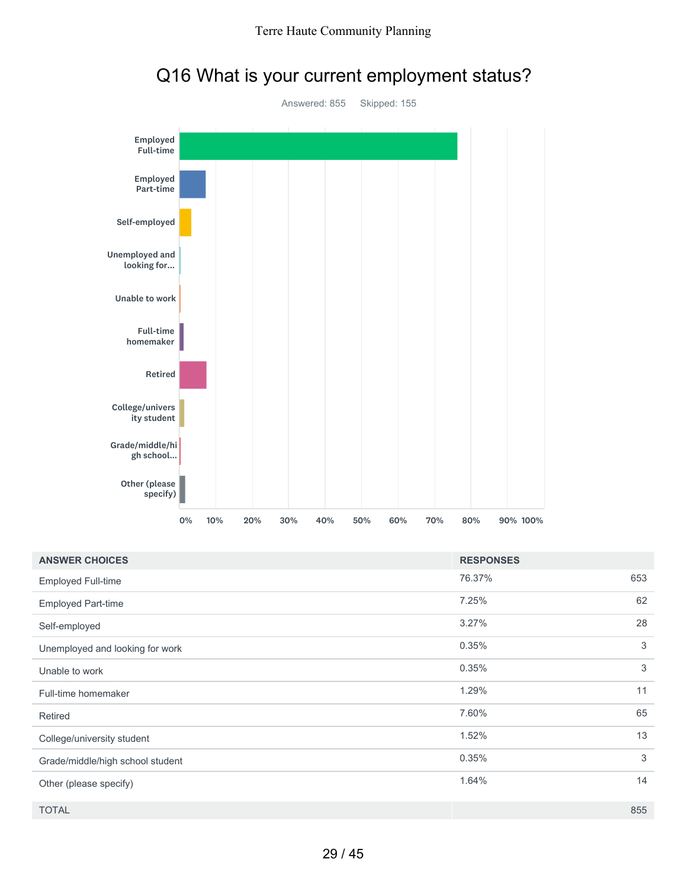# Q16 What is your current employment status?

Answered: 855 Skipped: 155

| ANSWER CHOICES | RESPONSES | |
|---|---|---|
| Employed Full-time | 76.37% | 653 |
| Employed Part-time | 7.25% | 62 |
| Self-employed | 3.27% | 28 |
| Unemployed and looking for work | 0.35% | 3 |
| Unable to work | 0.35% | 3 |
| Full-time homemaker | 1.29% | 11 |
| Retired | 7.60% | 65 |
| College/university student | 1.52% | 13 |
| Grade/middle/high school student | 0.35% | 3 |
| Other (please specify) | 1.64% | 14 |
| TOTAL | | 855 |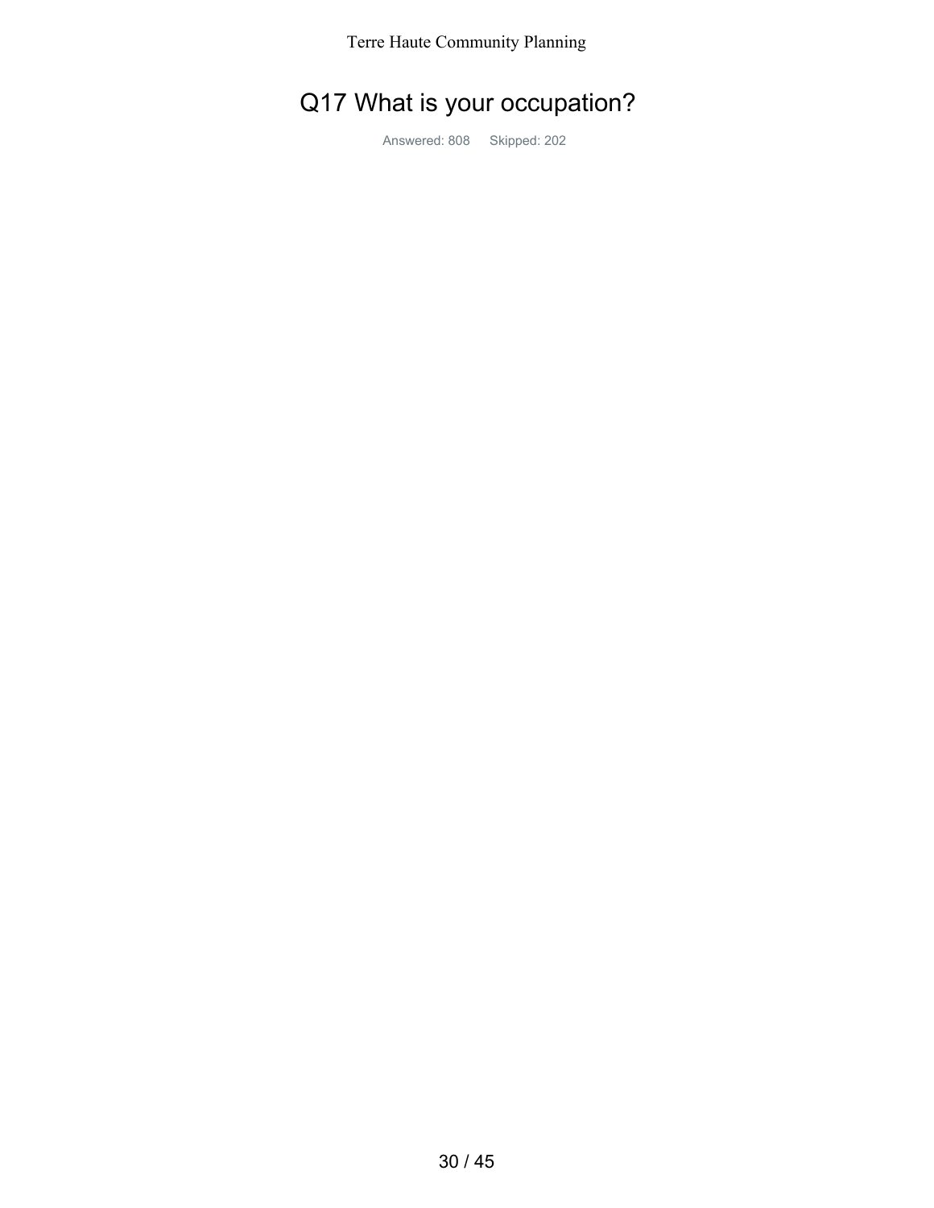# Q17 What is your occupation?

Answered: 808 Skipped: 202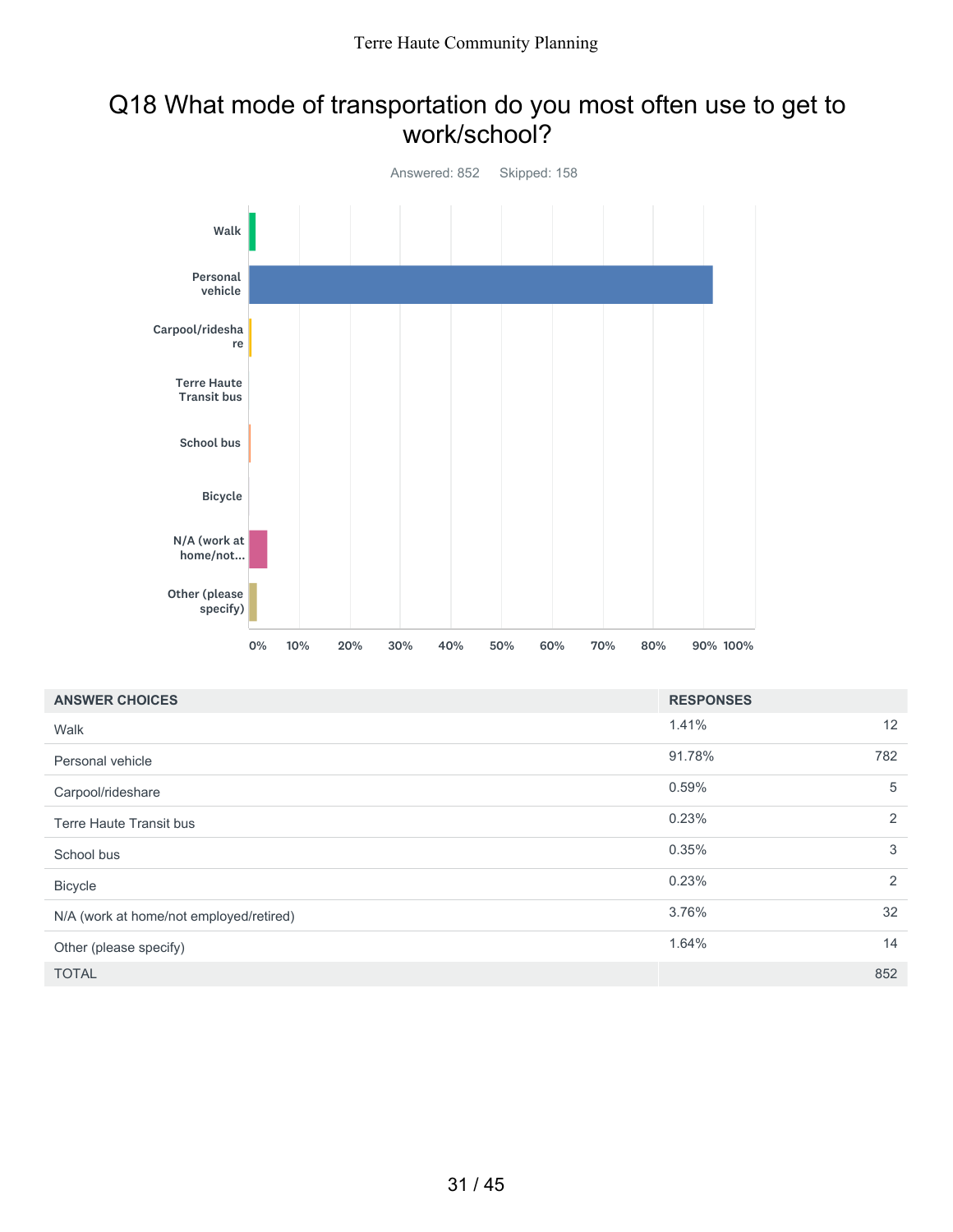# Q18 What mode of transportation do you most often use to get to work/school?

Answered: 852 Skipped: 158

| ANSWER CHOICES | RESPONSES | |
|---|---|---|
| Walk | 1.41% | 12 |
| Personal vehicle | 91.78% | 782 |
| Carpool/rideshare | 0.59% | 5 |
| Terre Haute Transit bus | 0.23% | 2 |
| School bus | 0.35% | 3 |
| Bicycle | 0.23% | 2 |
| N/A (work at home/not employed/retired) | 3.76% | 32 |
| Other (please specify) | 1.64% | 14 |
| TOTAL | | 852 |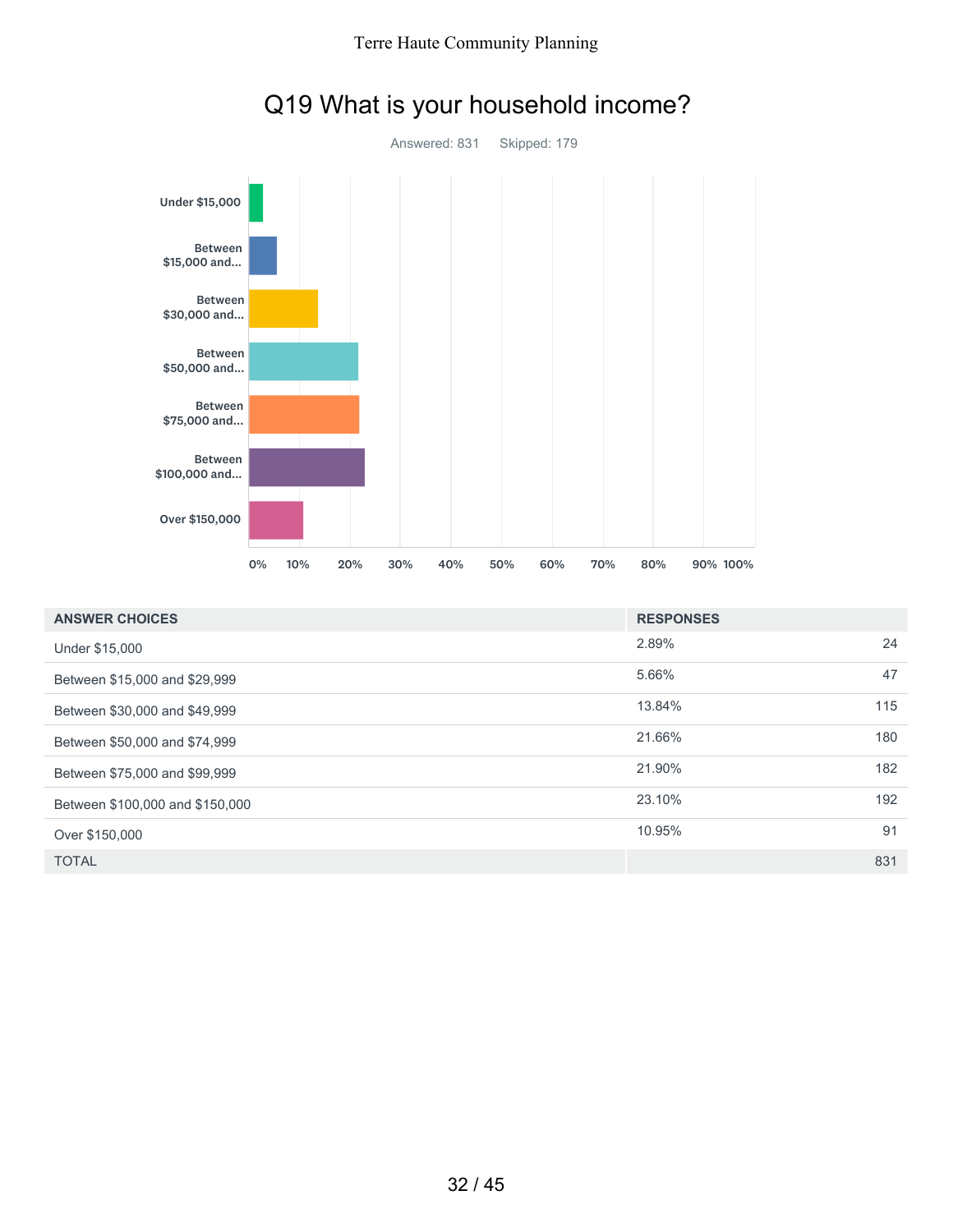# Q19 What is your household income?

Answered: 831    Skipped: 179

| ANSWER CHOICES | RESPONSES | |
|---|---|---|
| Under $15,000 | 2.89% | 24 |
| Between $15,000 and $29,999 | 5.66% | 47 |
| Between $30,000 and $49,999 | 13.84% | 115 |
| Between $50,000 and $74,999 | 21.66% | 180 |
| Between $75,000 and $99,999 | 21.90% | 182 |
| Between $100,000 and $150,000 | 23.10% | 192 |
| Over $150,000 | 10.95% | 91 |
| TOTAL | | 831 |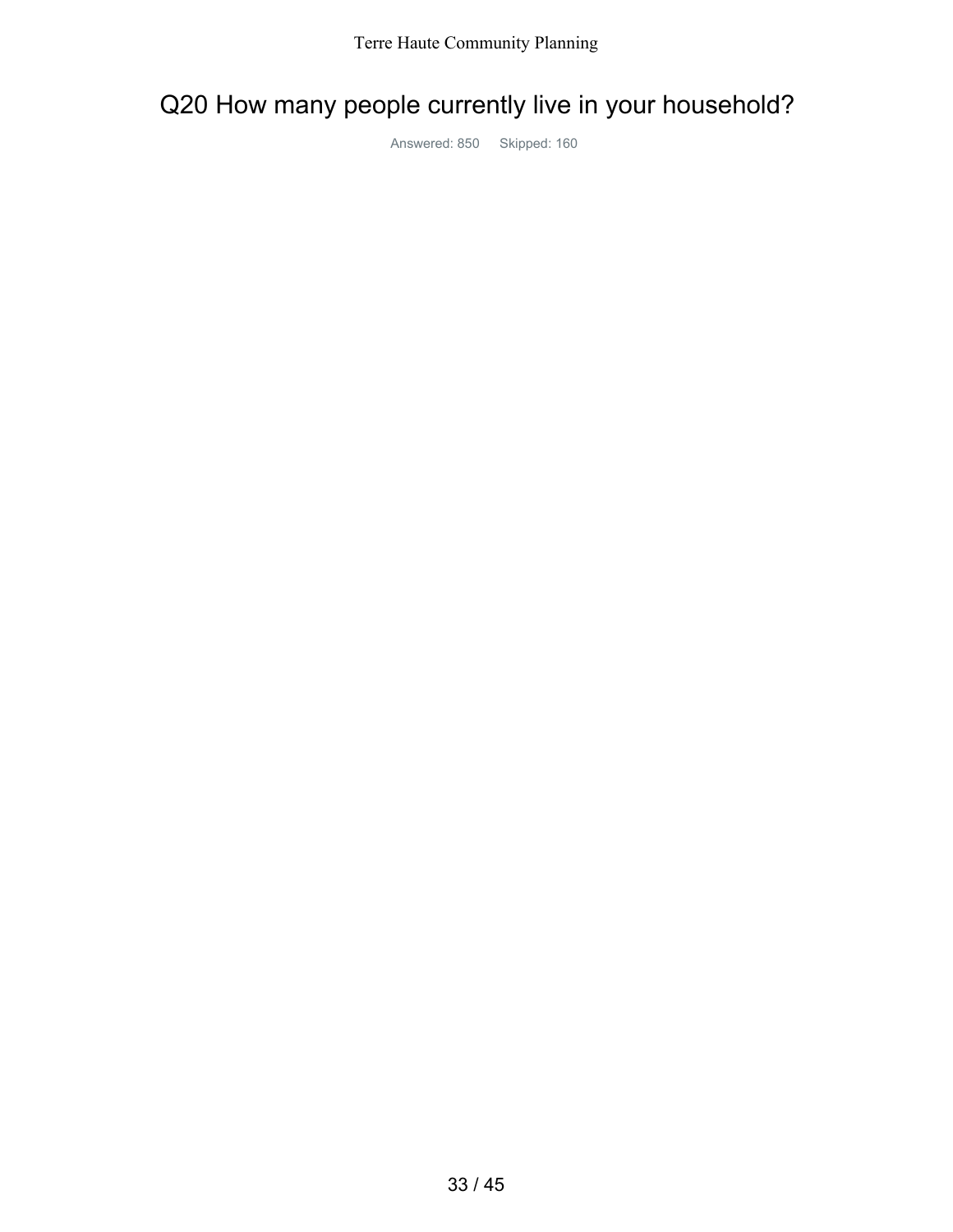# Q20 How many people currently live in your household?

Answered: 850 Skipped: 160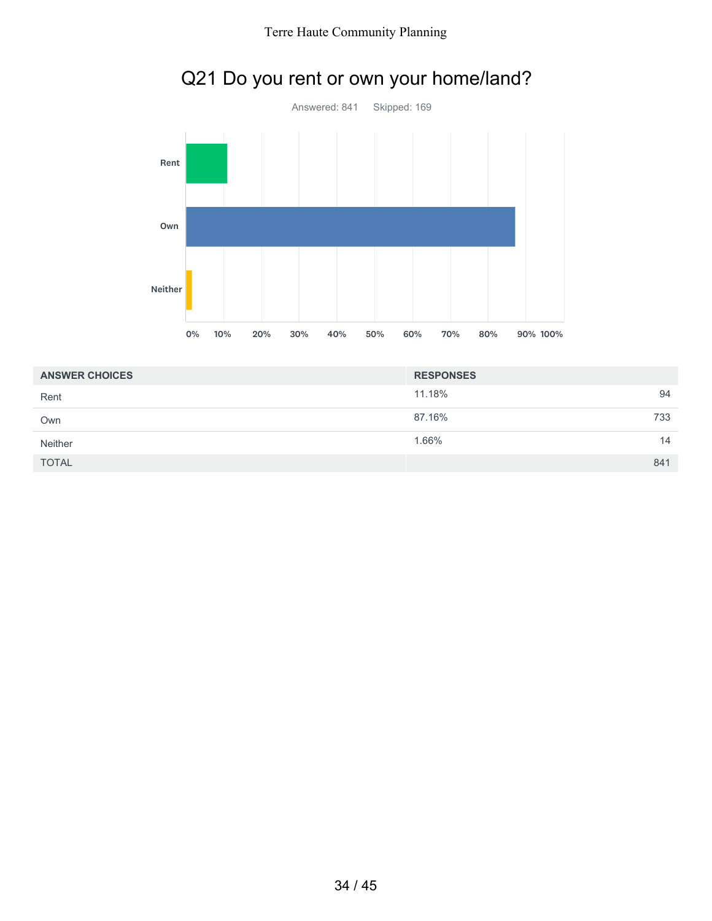# Q21 Do you rent or own your home/land?

Answered: 841 Skipped: 169

| ANSWER CHOICES | RESPONSES | |
|---|---|---|
| Rent | 11.18% | 94 |
| Own | 87.16% | 733 |
| Neither | 1.66% | 14 |
| TOTAL | | 841 |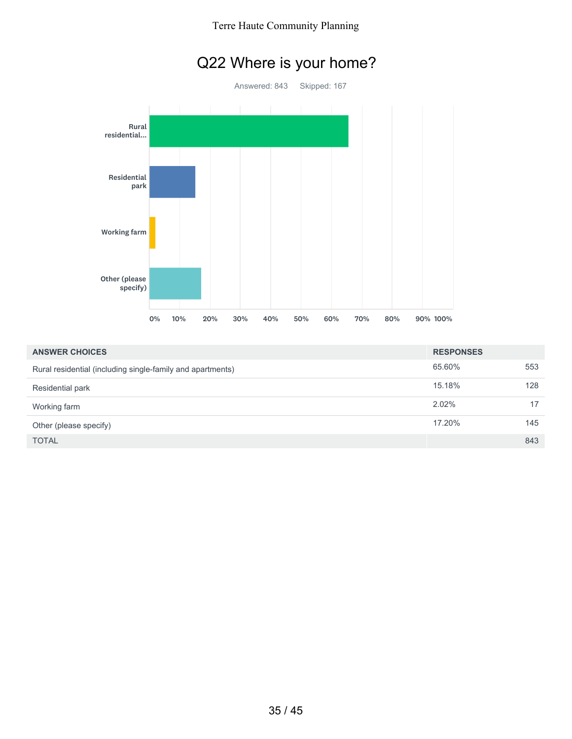# Q22 Where is your home?

Answered: 843    Skipped: 167

| ANSWER CHOICES | RESPONSES | |
|---|---|---|
| Rural residential (including single-family and apartments) | 65.60% | 553 |
| Residential park | 15.18% | 128 |
| Working farm | 2.02% | 17 |
| Other (please specify) | 17.20% | 145 |
| TOTAL | | 843 |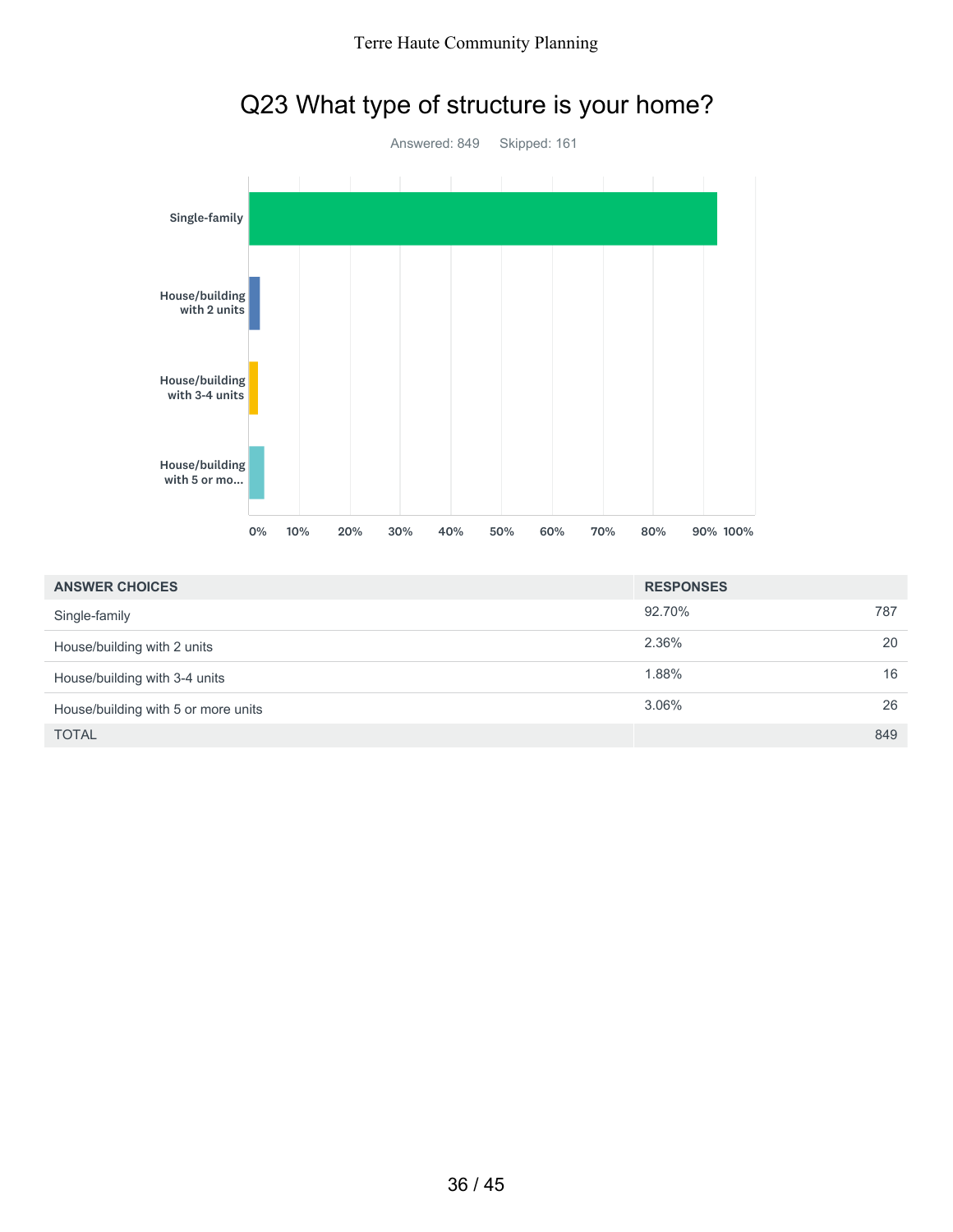# Q23 What type of structure is your home?

Answered: 849 Skipped: 161

| ANSWER CHOICES | RESPONSES | |
|---|---|---|
| Single-family | 92.70% | 787 |
| House/building with 2 units | 2.36% | 20 |
| House/building with 3-4 units | 1.88% | 16 |
| House/building with 5 or more units | 3.06% | 26 |
| TOTAL | | 849 |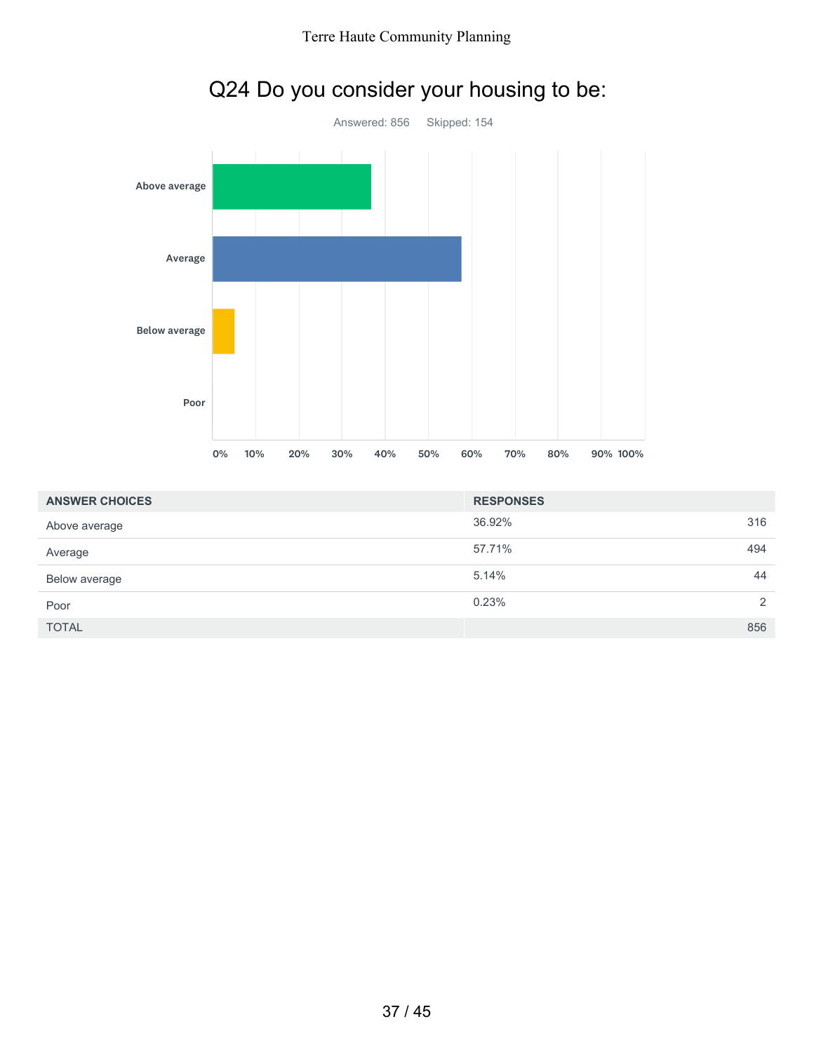# Q24 Do you consider your housing to be:

Answered: 856 Skipped: 154

| ANSWER CHOICES | RESPONSES | |
|---|---|---|
| Above average | 36.92% | 316 |
| Average | 57.71% | 494 |
| Below average | 5.14% | 44 |
| Poor | 0.23% | 2 |
| TOTAL | | 856 |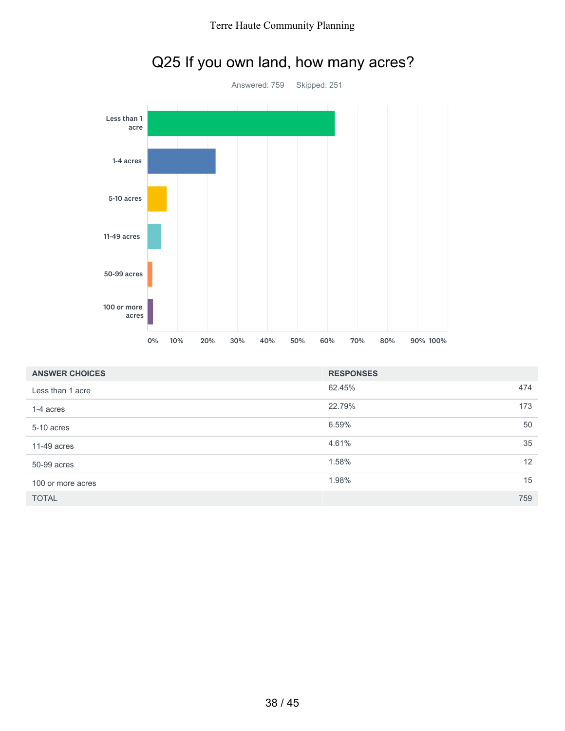# Q25 If you own land, how many acres?

Answered: 759    Skipped: 251

| ANSWER CHOICES | RESPONSES | |
|---|---|---|
| Less than 1 acre | 62.45% | 474 |
| 1-4 acres | 22.79% | 173 |
| 5-10 acres | 6.59% | 50 |
| 11-49 acres | 4.61% | 35 |
| 50-99 acres | 1.58% | 12 |
| 100 or more acres | 1.98% | 15 |
| TOTAL | | 759 |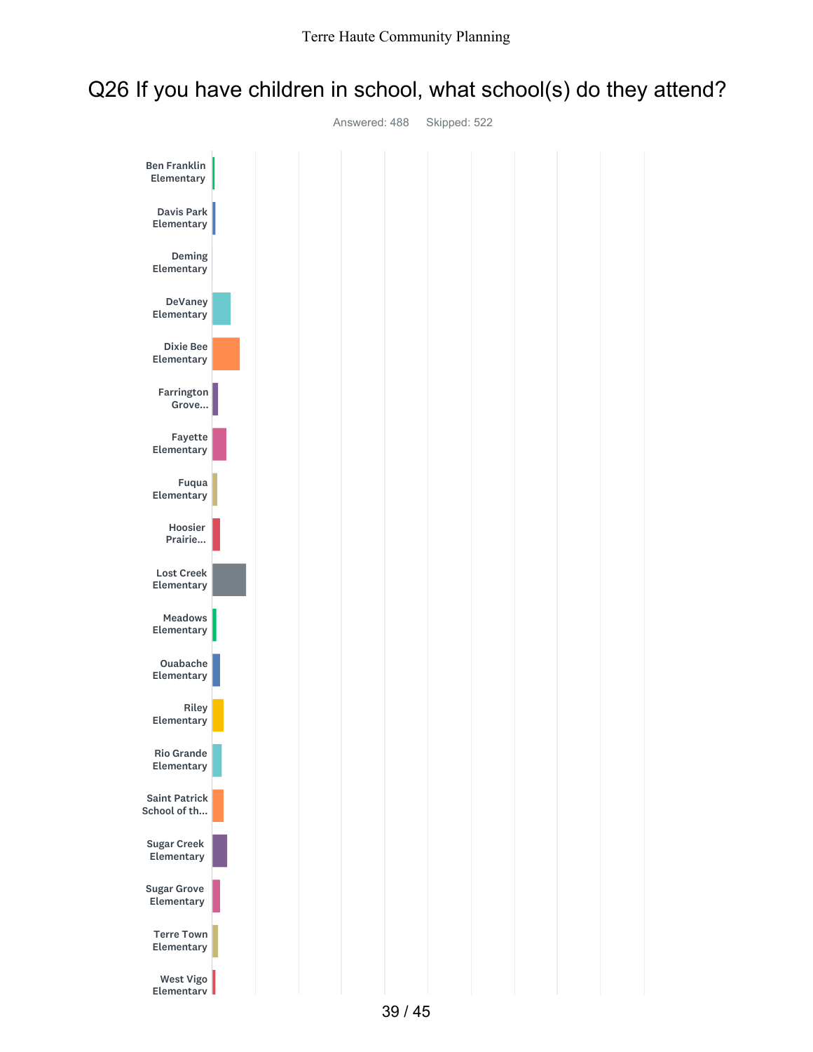## Q26 If you have children in school, what school(s) do they attend?

Answered: 488 Skipped: 522

- Ben Franklin Elementary
- Davis Park Elementary
- Deming Elementary
- DeVaney Elementary
- Dixie Bee Elementary
- Farrington Grove...
- Fayette Elementary
- Fuqua Elementary
- Hoosier Prairie...
- Lost Creek Elementary
- Meadows Elementary
- Ouabache Elementary
- Riley Elementary
- Rio Grande Elementary
- Saint Patrick School of th...
- Sugar Creek Elementary
- Sugar Grove Elementary
- Terre Town Elementary
- West Vigo Elementary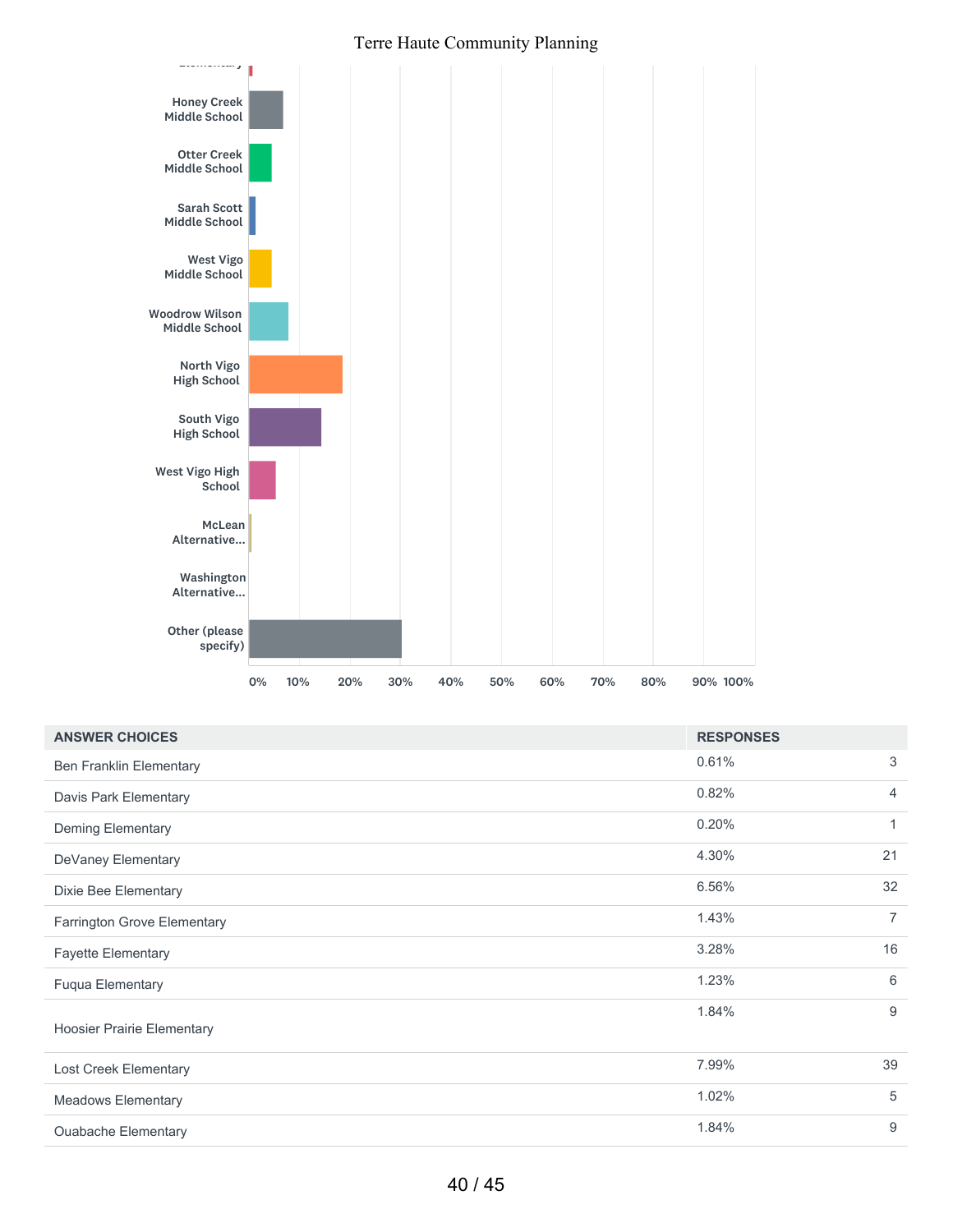| ANSWER CHOICES | RESPONSES | |
|---|---|---|
| Ben Franklin Elementary | 0.61% | 3 |
| Davis Park Elementary | 0.82% | 4 |
| Deming Elementary | 0.20% | 1 |
| DeVaney Elementary | 4.30% | 21 |
| Dixie Bee Elementary | 6.56% | 32 |
| Farrington Grove Elementary | 1.43% | 7 |
| Fayette Elementary | 3.28% | 16 |
| Fuqua Elementary | 1.23% | 6 |
| Hoosier Prairie Elementary | 1.84% | 9 |
| Lost Creek Elementary | 7.99% | 39 |
| Meadows Elementary | 1.02% | 5 |
| Ouabache Elementary | 1.84% | 9 |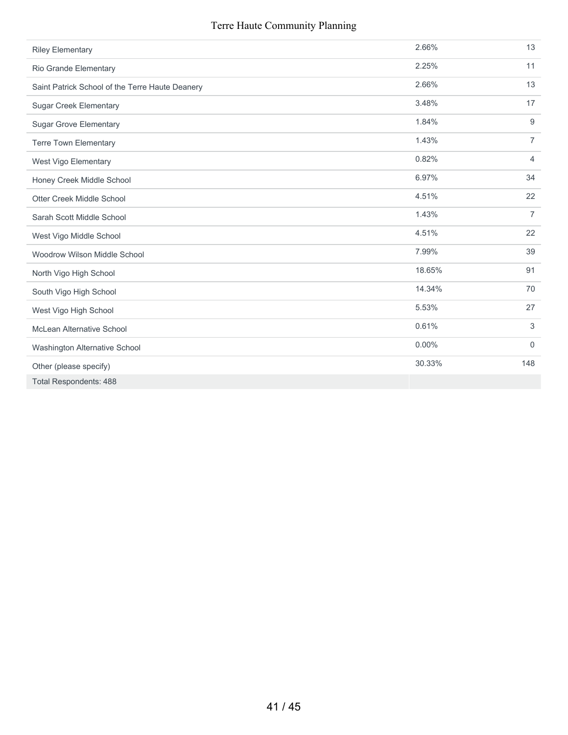| | | |
|---|---|---|
| Riley Elementary | 2.66% | 13 |
| Rio Grande Elementary | 2.25% | 11 |
| Saint Patrick School of the Terre Haute Deanery | 2.66% | 13 |
| Sugar Creek Elementary | 3.48% | 17 |
| Sugar Grove Elementary | 1.84% | 9 |
| Terre Town Elementary | 1.43% | 7 |
| West Vigo Elementary | 0.82% | 4 |
| Honey Creek Middle School | 6.97% | 34 |
| Otter Creek Middle School | 4.51% | 22 |
| Sarah Scott Middle School | 1.43% | 7 |
| West Vigo Middle School | 4.51% | 22 |
| Woodrow Wilson Middle School | 7.99% | 39 |
| North Vigo High School | 18.65% | 91 |
| South Vigo High School | 14.34% | 70 |
| West Vigo High School | 5.53% | 27 |
| McLean Alternative School | 0.61% | 3 |
| Washington Alternative School | 0.00% | 0 |
| Other (please specify) | 30.33% | 148 |
| Total Respondents: 488 | | |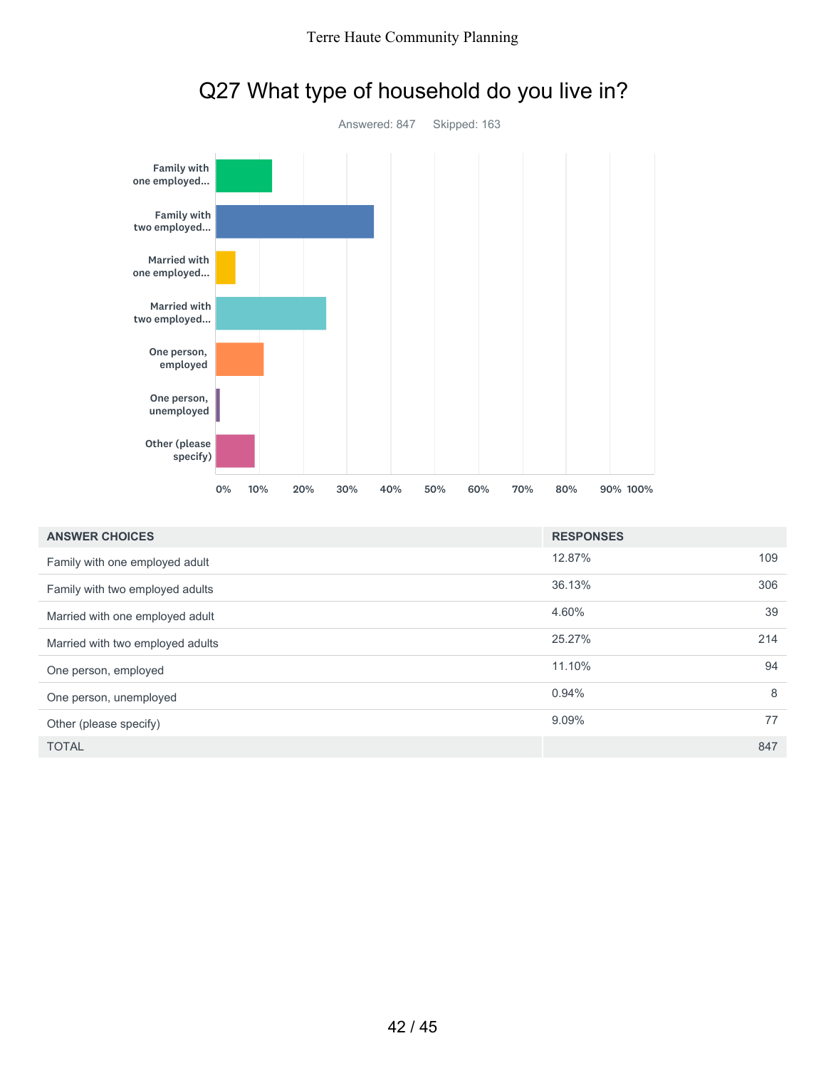# Q27 What type of household do you live in?

Answered: 847 Skipped: 163

| ANSWER CHOICES | RESPONSES | |
|---|---|---|
| Family with one employed adult | 12.87% | 109 |
| Family with two employed adults | 36.13% | 306 |
| Married with one employed adult | 4.60% | 39 |
| Married with two employed adults | 25.27% | 214 |
| One person, employed | 11.10% | 94 |
| One person, unemployed | 0.94% | 8 |
| Other (please specify) | 9.09% | 77 |
| TOTAL | | 847 |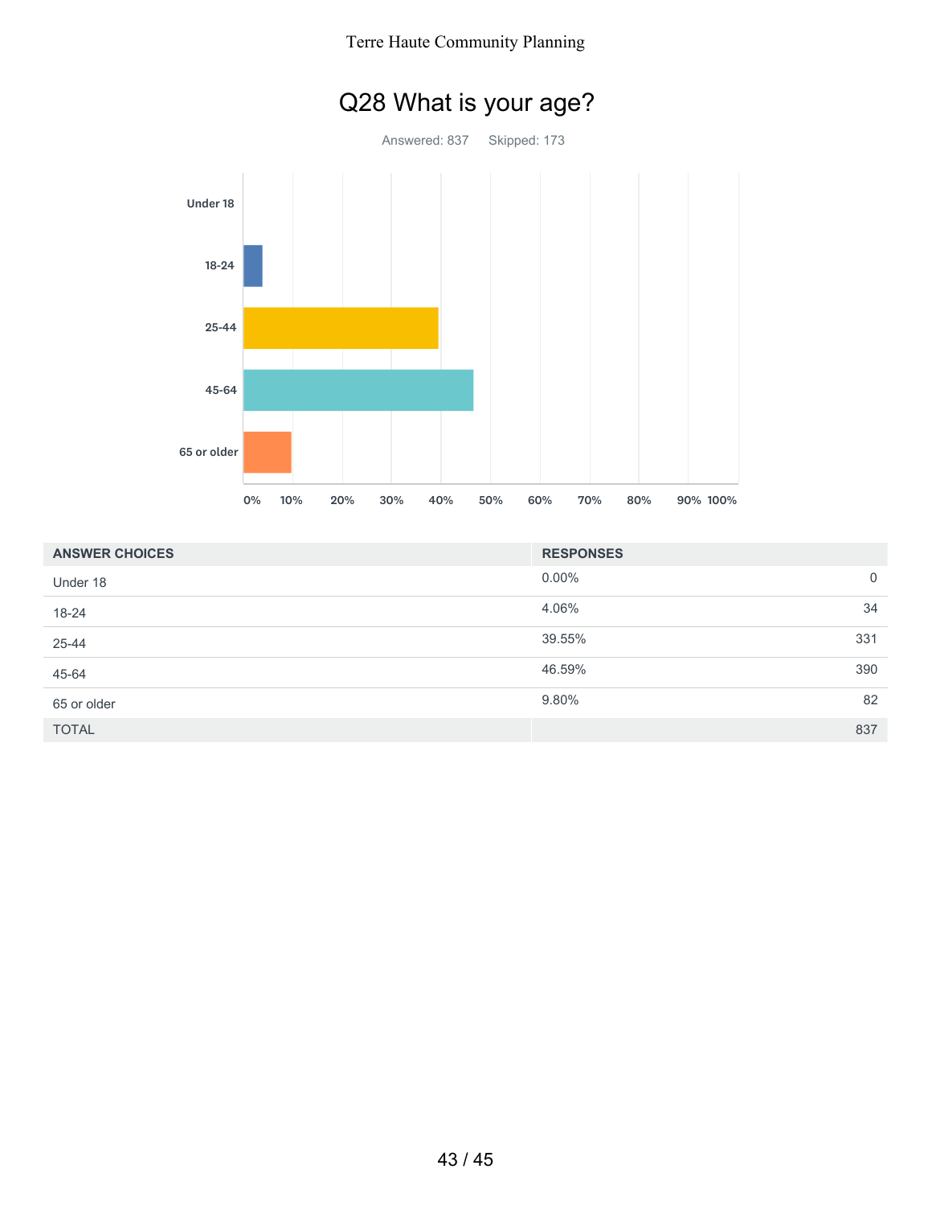# Q28 What is your age?

Answered: 837 Skipped: 173

| ANSWER CHOICES | RESPONSES | |
|---|---|---|
| Under 18 | 0.00% | 0 |
| 18-24 | 4.06% | 34 |
| 25-44 | 39.55% | 331 |
| 45-64 | 46.59% | 390 |
| 65 or older | 9.80% | 82 |
| TOTAL | | 837 |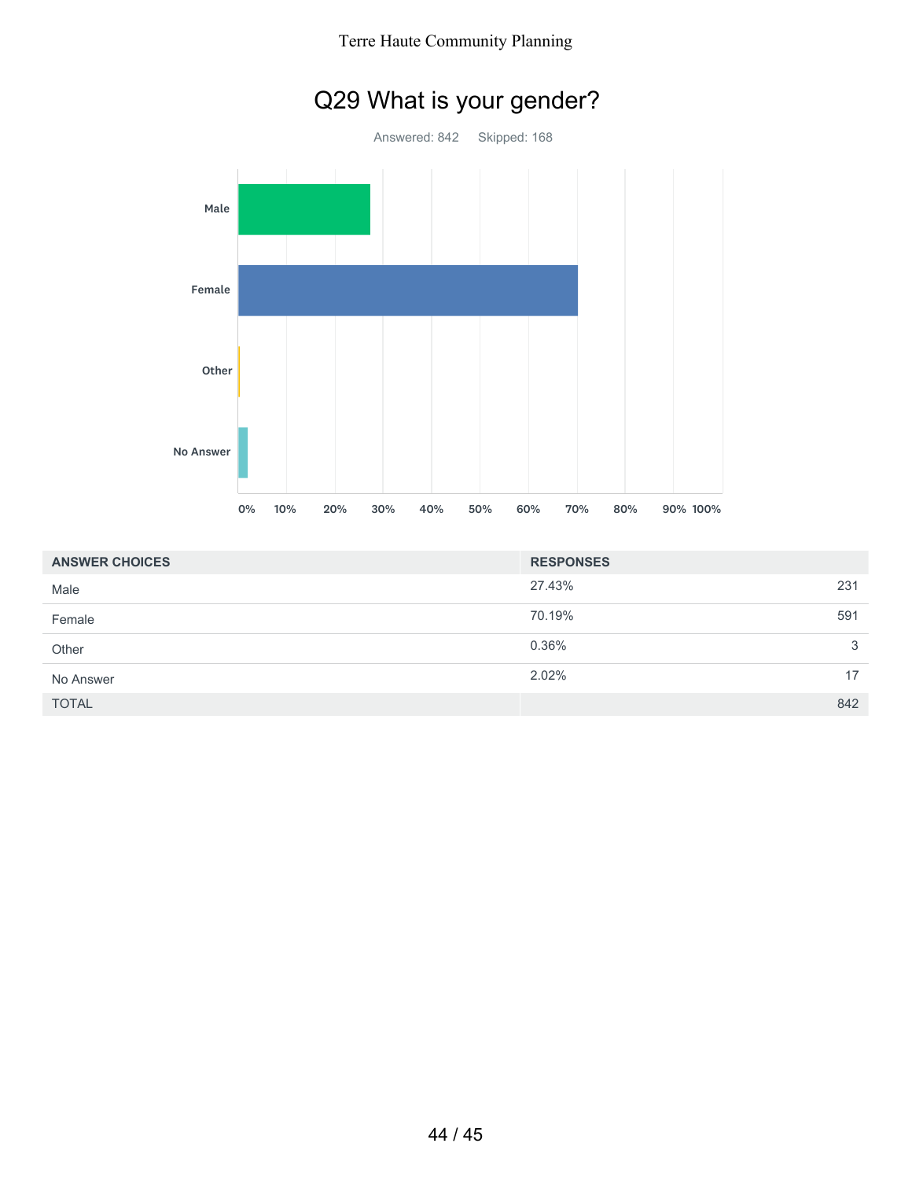# Q29 What is your gender?

Answered: 842 Skipped: 168

| ANSWER CHOICES | RESPONSES | |
|---|---|---|
| Male | 27.43% | 231 |
| Female | 70.19% | 591 |
| Other | 0.36% | 3 |
| No Answer | 2.02% | 17 |
| TOTAL | | 842 |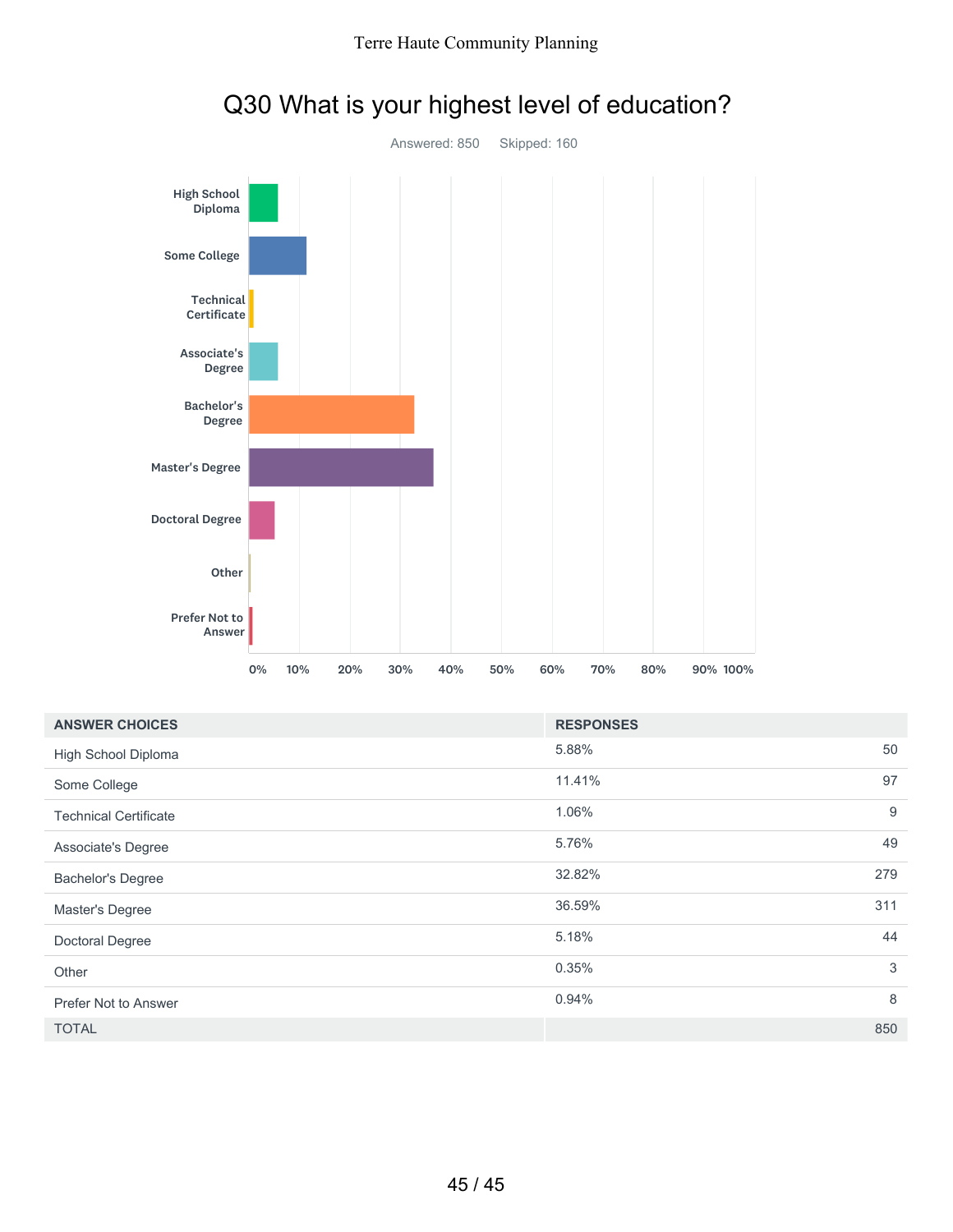# Q30 What is your highest level of education?

Answered: 850 Skipped: 160

High School Diploma
Some College
Technical Certificate
Associate's Degree
Bachelor's Degree
Master's Degree
Doctoral Degree
Other
Prefer Not to Answer

0% 10% 20% 30% 40% 50% 60% 70% 80% 90% 100%

| ANSWER CHOICES | RESPONSES | |
|---|---|---|
| High School Diploma | 5.88% | 50 |
| Some College | 11.41% | 97 |
| Technical Certificate | 1.06% | 9 |
| Associate's Degree | 5.76% | 49 |
| Bachelor's Degree | 32.82% | 279 |
| Master's Degree | 36.59% | 311 |
| Doctoral Degree | 5.18% | 44 |
| Other | 0.35% | 3 |
| Prefer Not to Answer | 0.94% | 8 |
| TOTAL | | 850 |